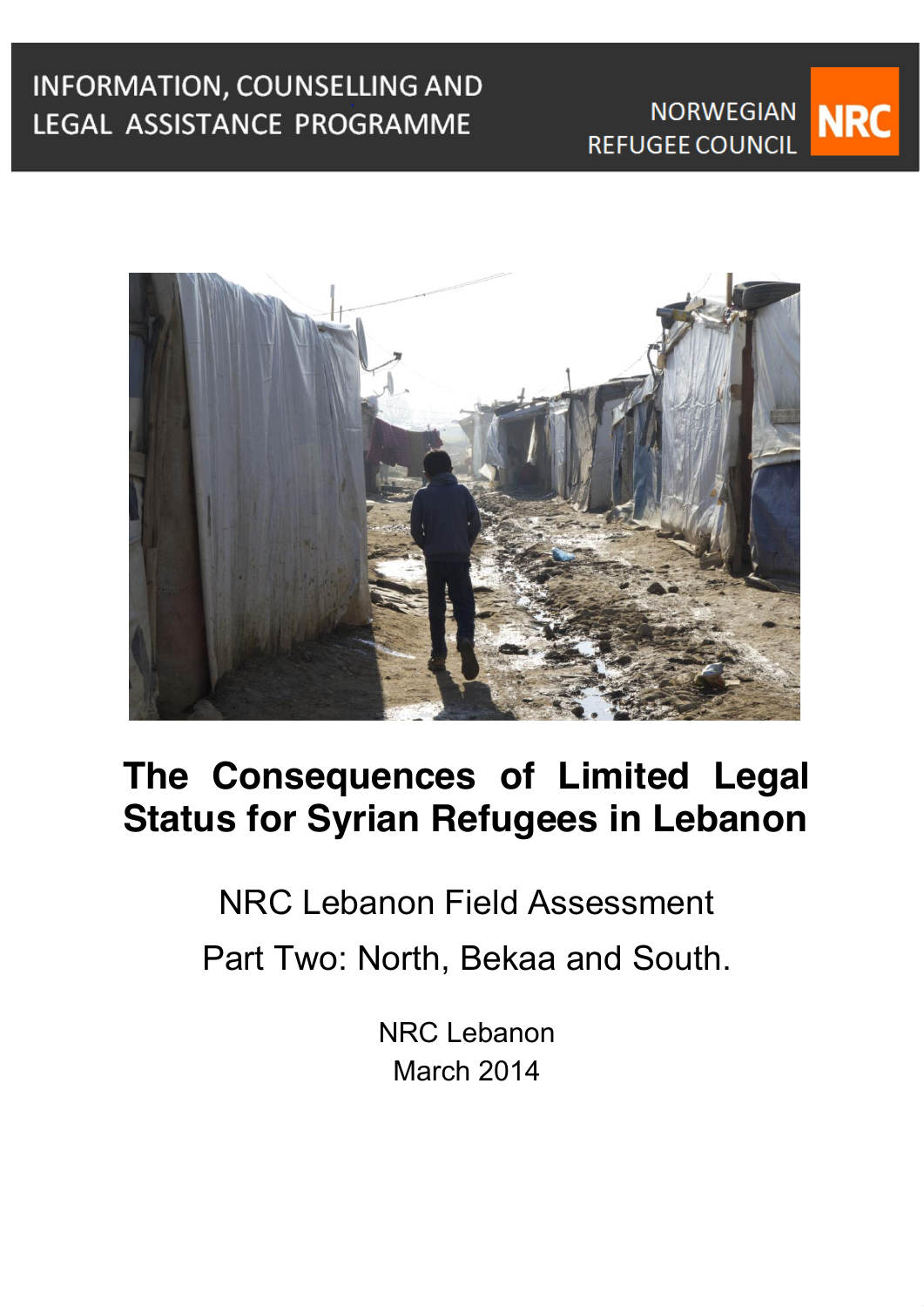INFORMATION, COUNSELLING AND LEGAL ASSISTANCE PROGRAMME

NORWEGIAN REFUGEE COUNCIL

# The Consequences of Limited Legal Status for Syrian Refugees in Lebanon

## NRC Lebanon Field Assessment

## Part Two: North, Bekaa and South.

NRC Lebanon

March 2014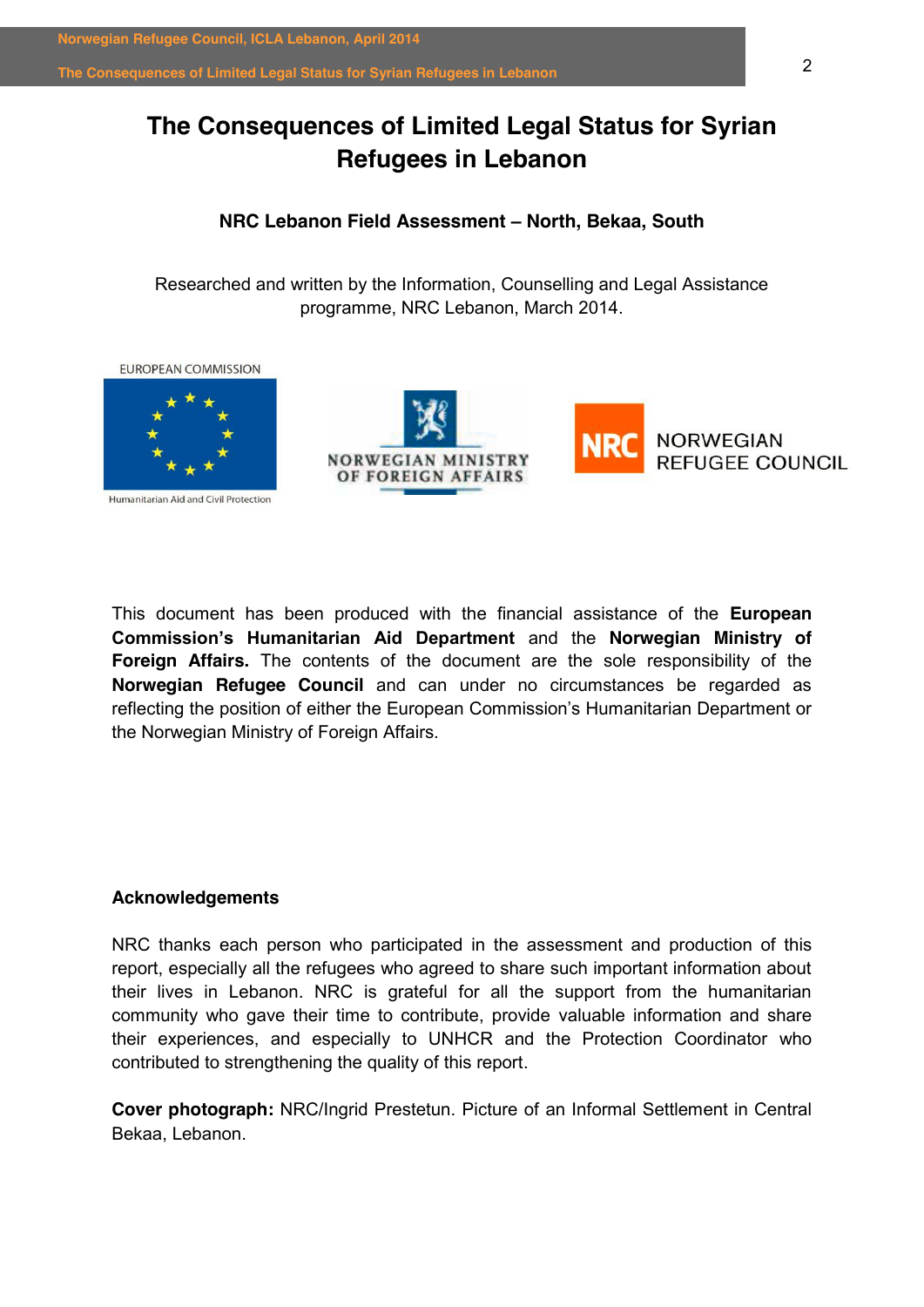# The Consequences of Limited Legal Status for Syrian Refugees in Lebanon

**NRC Lebanon Field Assessment – North, Bekaa, South**

Researched and written by the Information, Counselling and Legal Assistance programme, NRC Lebanon, March 2014.

EUROPEAN COMMISSION

Humanitarian Aid and Civil Protection

NORWEGIAN MINISTRY OF FOREIGN AFFAIRS

NRC NORWEGIAN REFUGEE COUNCIL

This document has been produced with the financial assistance of the **European Commission's Humanitarian Aid Department** and the **Norwegian Ministry of Foreign Affairs.** The contents of the document are the sole responsibility of the **Norwegian Refugee Council** and can under no circumstances be regarded as reflecting the position of either the European Commission's Humanitarian Department or the Norwegian Ministry of Foreign Affairs.

**Acknowledgements**

NRC thanks each person who participated in the assessment and production of this report, especially all the refugees who agreed to share such important information about their lives in Lebanon. NRC is grateful for all the support from the humanitarian community who gave their time to contribute, provide valuable information and share their experiences, and especially to UNHCR and the Protection Coordinator who contributed to strengthening the quality of this report.

**Cover photograph:** NRC/Ingrid Prestetun. Picture of an Informal Settlement in Central Bekaa, Lebanon.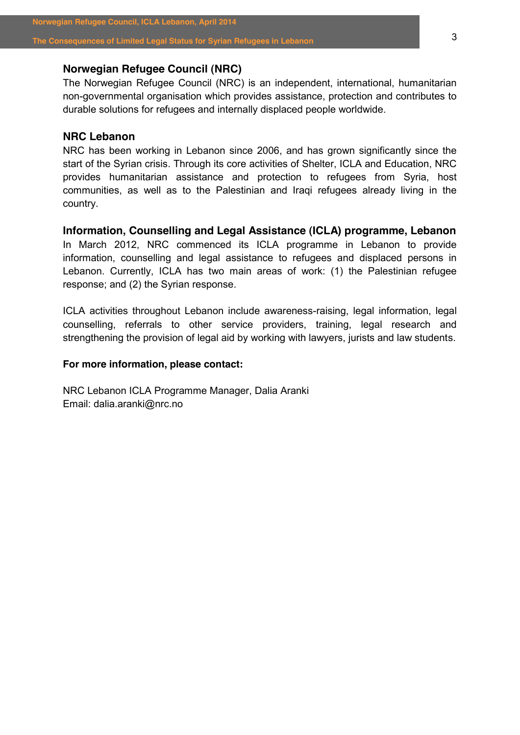## Norwegian Refugee Council (NRC)

The Norwegian Refugee Council (NRC) is an independent, international, humanitarian non-governmental organisation which provides assistance, protection and contributes to durable solutions for refugees and internally displaced people worldwide.

## NRC Lebanon

NRC has been working in Lebanon since 2006, and has grown significantly since the start of the Syrian crisis. Through its core activities of Shelter, ICLA and Education, NRC provides humanitarian assistance and protection to refugees from Syria, host communities, as well as to the Palestinian and Iraqi refugees already living in the country.

## Information, Counselling and Legal Assistance (ICLA) programme, Lebanon

In March 2012, NRC commenced its ICLA programme in Lebanon to provide information, counselling and legal assistance to refugees and displaced persons in Lebanon. Currently, ICLA has two main areas of work: (1) the Palestinian refugee response; and (2) the Syrian response.

ICLA activities throughout Lebanon include awareness-raising, legal information, legal counselling, referrals to other service providers, training, legal research and strengthening the provision of legal aid by working with lawyers, jurists and law students.

**For more information, please contact:**

NRC Lebanon ICLA Programme Manager, Dalia Aranki
Email: dalia.aranki@nrc.no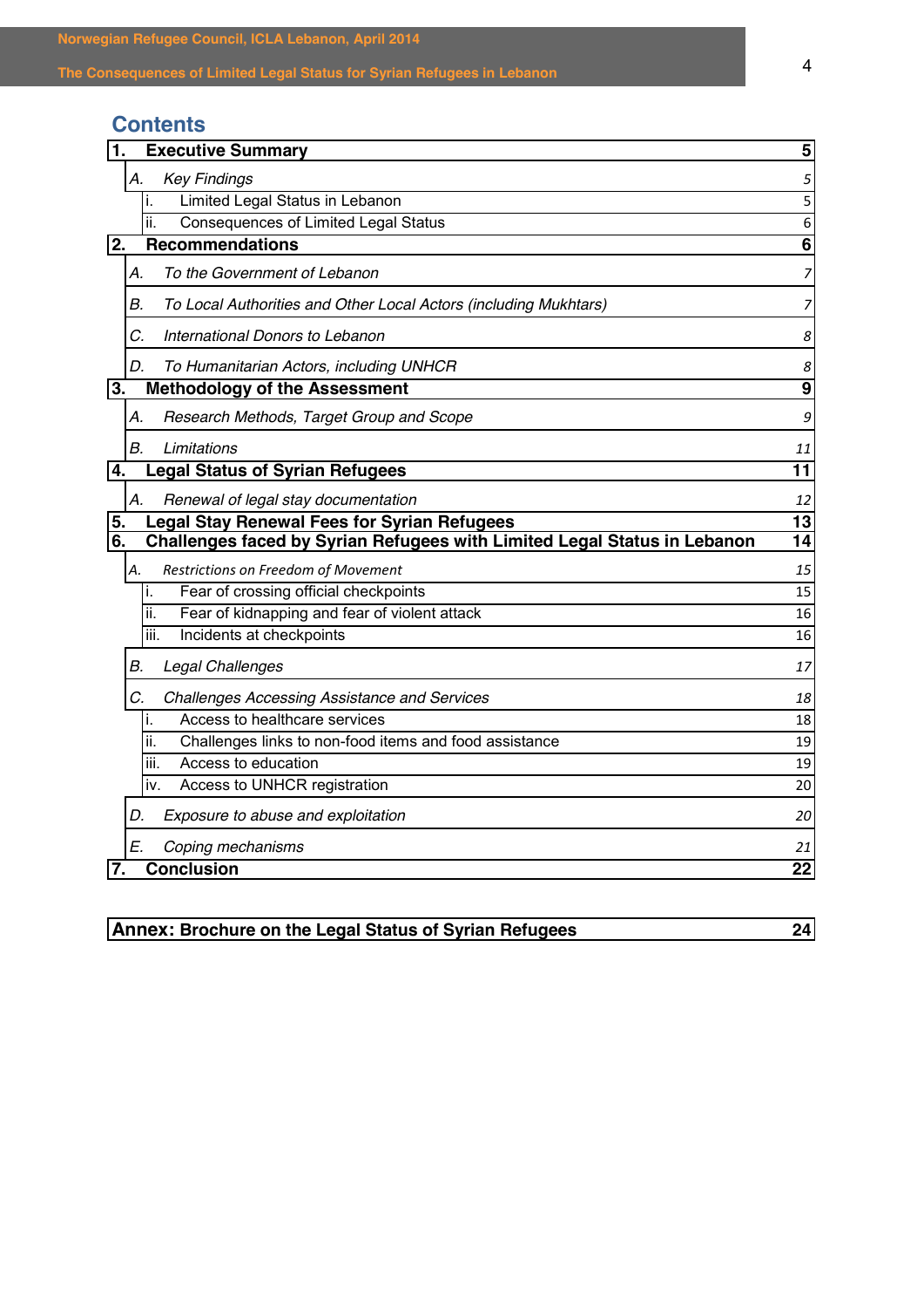## Contents

| | | |
|---|---|---|
| **1.** | **Executive Summary** | **5** |
| | *A. Key Findings* | *5* |
| | i. Limited Legal Status in Lebanon | 5 |
| | ii. Consequences of Limited Legal Status | 6 |
| **2.** | **Recommendations** | **6** |
| | *A. To the Government of Lebanon* | *7* |
| | *B. To Local Authorities and Other Local Actors (including Mukhtars)* | *7* |
| | *C. International Donors to Lebanon* | *8* |
| | *D. To Humanitarian Actors, including UNHCR* | *8* |
| **3.** | **Methodology of the Assessment** | **9** |
| | *A. Research Methods, Target Group and Scope* | *9* |
| | *B. Limitations* | *11* |
| **4.** | **Legal Status of Syrian Refugees** | **11** |
| | *A. Renewal of legal stay documentation* | *12* |
| **5.** | **Legal Stay Renewal Fees for Syrian Refugees** | **13** |
| **6.** | **Challenges faced by Syrian Refugees with Limited Legal Status in Lebanon** | **14** |
| | *A. Restrictions on Freedom of Movement* | *15* |
| | i. Fear of crossing official checkpoints | 15 |
| | ii. Fear of kidnapping and fear of violent attack | 16 |
| | iii. Incidents at checkpoints | 16 |
| | *B. Legal Challenges* | *17* |
| | *C. Challenges Accessing Assistance and Services* | *18* |
| | i. Access to healthcare services | 18 |
| | ii. Challenges links to non-food items and food assistance | 19 |
| | iii. Access to education | 19 |
| | iv. Access to UNHCR registration | 20 |
| | *D. Exposure to abuse and exploitation* | *20* |
| | *E. Coping mechanisms* | *21* |
| **7.** | **Conclusion** | **22** |
| | **Annex: Brochure on the Legal Status of Syrian Refugees** | **24** |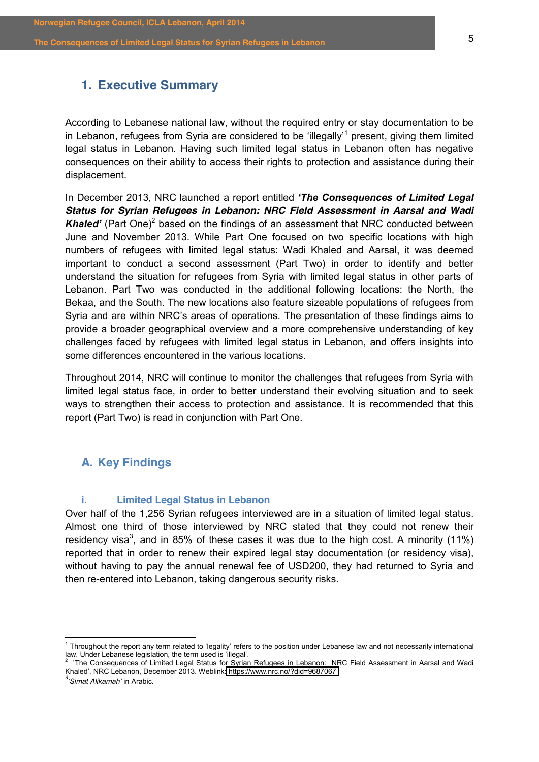## 1. Executive Summary

According to Lebanese national law, without the required entry or stay documentation to be in Lebanon, refugees from Syria are considered to be 'illegally'[1] present, giving them limited legal status in Lebanon. Having such limited legal status in Lebanon often has negative consequences on their ability to access their rights to protection and assistance during their displacement.

In December 2013, NRC launched a report entitled ***'The Consequences of Limited Legal Status for Syrian Refugees in Lebanon: NRC Field Assessment in Aarsal and Wadi Khaled'*** (Part One)[2] based on the findings of an assessment that NRC conducted between June and November 2013. While Part One focused on two specific locations with high numbers of refugees with limited legal status: Wadi Khaled and Aarsal, it was deemed important to conduct a second assessment (Part Two) in order to identify and better understand the situation for refugees from Syria with limited legal status in other parts of Lebanon. Part Two was conducted in the additional following locations: the North, the Bekaa, and the South. The new locations also feature sizeable populations of refugees from Syria and are within NRC's areas of operations. The presentation of these findings aims to provide a broader geographical overview and a more comprehensive understanding of key challenges faced by refugees with limited legal status in Lebanon, and offers insights into some differences encountered in the various locations.

Throughout 2014, NRC will continue to monitor the challenges that refugees from Syria with limited legal status face, in order to better understand their evolving situation and to seek ways to strengthen their access to protection and assistance. It is recommended that this report (Part Two) is read in conjunction with Part One.

### A. Key Findings

#### i. Limited Legal Status in Lebanon

Over half of the 1,256 Syrian refugees interviewed are in a situation of limited legal status. Almost one third of those interviewed by NRC stated that they could not renew their residency visa[3], and in 85% of these cases it was due to the high cost. A minority (11%) reported that in order to renew their expired legal stay documentation (or residency visa), without having to pay the annual renewal fee of USD200, they had returned to Syria and then re-entered into Lebanon, taking dangerous security risks.

---

[1] Throughout the report any term related to 'legality' refers to the position under Lebanese law and not necessarily international law. Under Lebanese legislation, the term used is 'illegal'.

[2] 'The Consequences of Limited Legal Status for Syrian Refugees in Lebanon: NRC Field Assessment in Aarsal and Wadi Khaled', NRC Lebanon, December 2013. Weblink: https://www.nrc.no/?did=9687067

[3] *'Simat Alikamah'* in Arabic.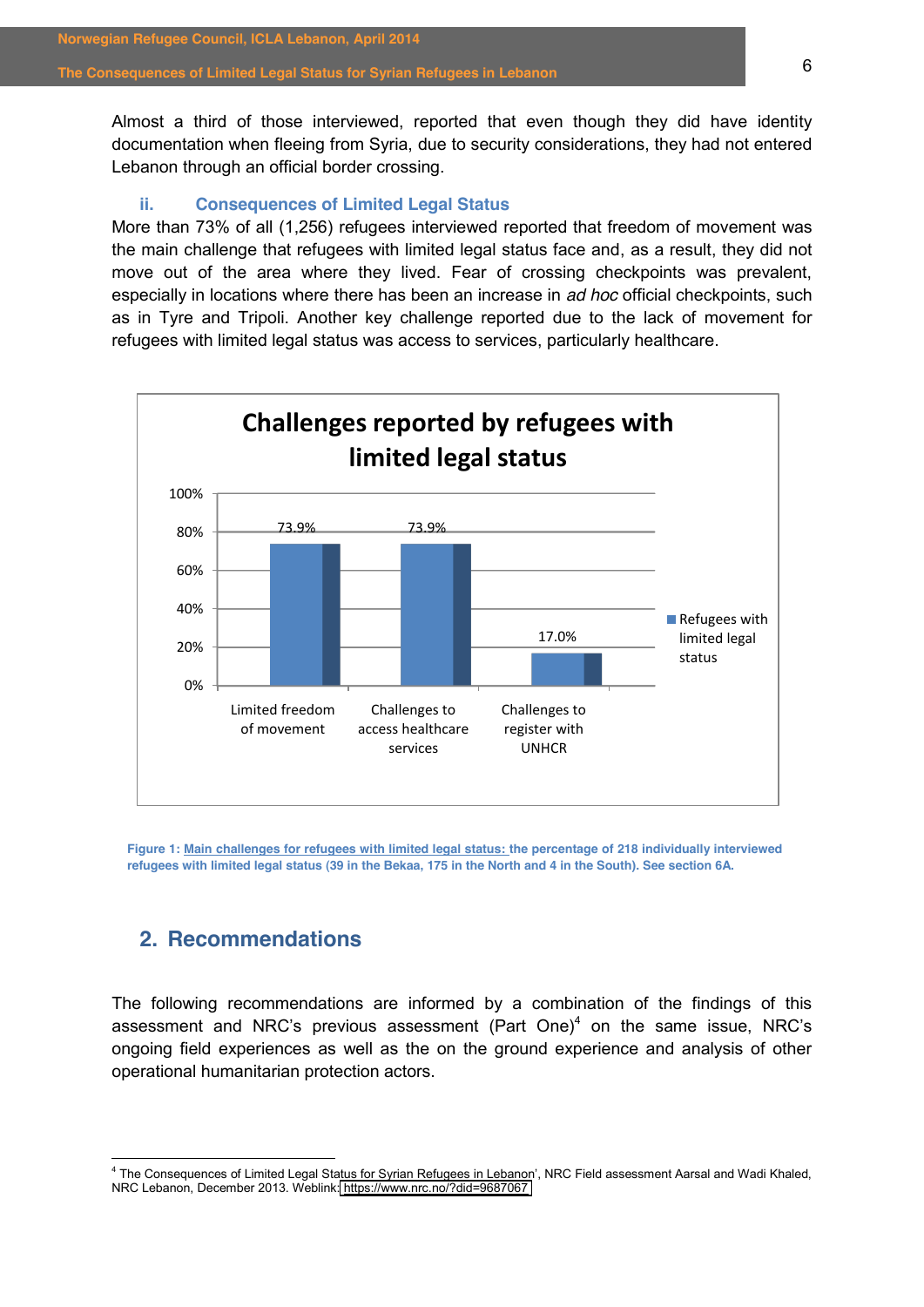Almost a third of those interviewed, reported that even though they did have identity documentation when fleeing from Syria, due to security considerations, they had not entered Lebanon through an official border crossing.

### ii. Consequences of Limited Legal Status

More than 73% of all (1,256) refugees interviewed reported that freedom of movement was the main challenge that refugees with limited legal status face and, as a result, they did not move out of the area where they lived. Fear of crossing checkpoints was prevalent, especially in locations where there has been an increase in *ad hoc* official checkpoints, such as in Tyre and Tripoli. Another key challenge reported due to the lack of movement for refugees with limited legal status was access to services, particularly healthcare.

**Challenges reported by refugees with limited legal status**

| Challenge | Refugees with limited legal status |
|---|---|
| Limited freedom of movement | 73.9% |
| Challenges to access healthcare services | 73.9% |
| Challenges to register with UNHCR | 17.0% |

Figure 1: Main challenges for refugees with limited legal status: the percentage of 218 individually interviewed refugees with limited legal status (39 in the Bekaa, 175 in the North and 4 in the South). See section 6A.

## 2. Recommendations

The following recommendations are informed by a combination of the findings of this assessment and NRC's previous assessment (Part One)[4] on the same issue, NRC's ongoing field experiences as well as the on the ground experience and analysis of other operational humanitarian protection actors.

[4] The Consequences of Limited Legal Status for Syrian Refugees in Lebanon', NRC Field assessment Aarsal and Wadi Khaled, NRC Lebanon, December 2013. Weblink: https://www.nrc.no/?did=9687067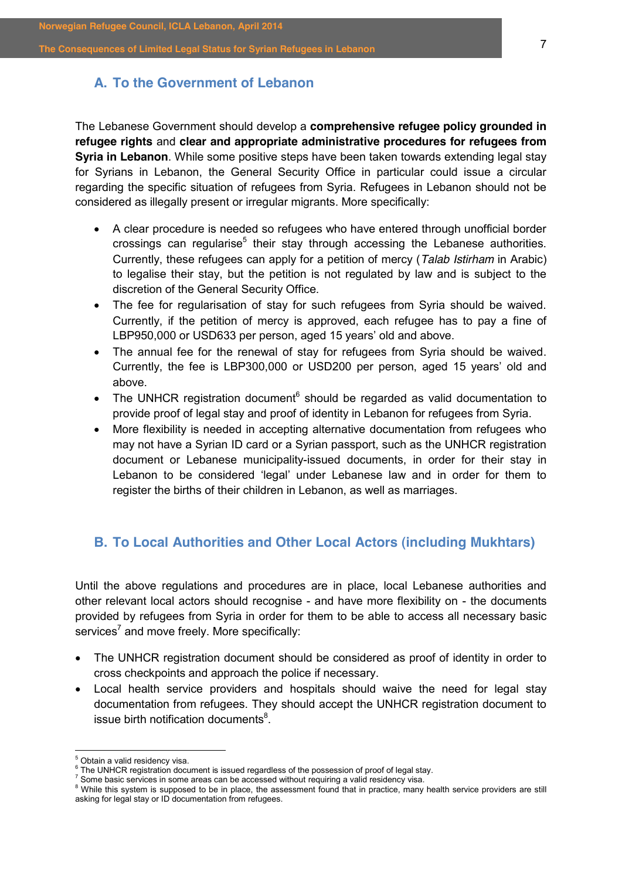## A. To the Government of Lebanon

The Lebanese Government should develop a **comprehensive refugee policy grounded in refugee rights** and **clear and appropriate administrative procedures for refugees from Syria in Lebanon**. While some positive steps have been taken towards extending legal stay for Syrians in Lebanon, the General Security Office in particular could issue a circular regarding the specific situation of refugees from Syria. Refugees in Lebanon should not be considered as illegally present or irregular migrants. More specifically:

- A clear procedure is needed so refugees who have entered through unofficial border crossings can regularise[5] their stay through accessing the Lebanese authorities. Currently, these refugees can apply for a petition of mercy (*Talab Istirham* in Arabic) to legalise their stay, but the petition is not regulated by law and is subject to the discretion of the General Security Office.
- The fee for regularisation of stay for such refugees from Syria should be waived. Currently, if the petition of mercy is approved, each refugee has to pay a fine of LBP950,000 or USD633 per person, aged 15 years' old and above.
- The annual fee for the renewal of stay for refugees from Syria should be waived. Currently, the fee is LBP300,000 or USD200 per person, aged 15 years' old and above.
- The UNHCR registration document[6] should be regarded as valid documentation to provide proof of legal stay and proof of identity in Lebanon for refugees from Syria.
- More flexibility is needed in accepting alternative documentation from refugees who may not have a Syrian ID card or a Syrian passport, such as the UNHCR registration document or Lebanese municipality-issued documents, in order for their stay in Lebanon to be considered 'legal' under Lebanese law and in order for them to register the births of their children in Lebanon, as well as marriages.

## B. To Local Authorities and Other Local Actors (including Mukhtars)

Until the above regulations and procedures are in place, local Lebanese authorities and other relevant local actors should recognise - and have more flexibility on - the documents provided by refugees from Syria in order for them to be able to access all necessary basic services[7] and move freely. More specifically:

- The UNHCR registration document should be considered as proof of identity in order to cross checkpoints and approach the police if necessary.
- Local health service providers and hospitals should waive the need for legal stay documentation from refugees. They should accept the UNHCR registration document to issue birth notification documents[8].

---

[5] Obtain a valid residency visa.

[6] The UNHCR registration document is issued regardless of the possession of proof of legal stay.

[7] Some basic services in some areas can be accessed without requiring a valid residency visa.

[8] While this system is supposed to be in place, the assessment found that in practice, many health service providers are still asking for legal stay or ID documentation from refugees.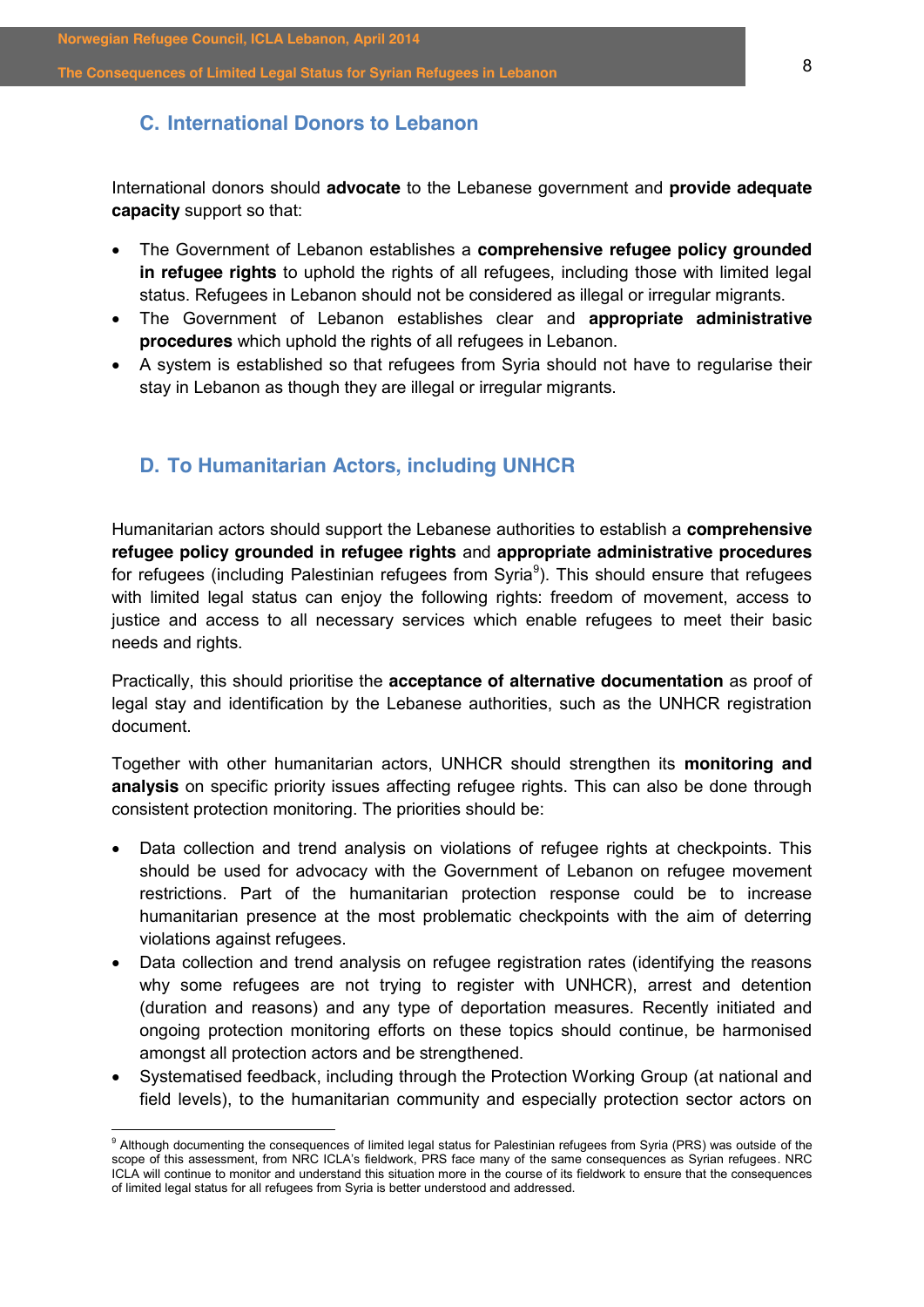## C. International Donors to Lebanon

International donors should **advocate** to the Lebanese government and **provide adequate capacity** support so that:

- The Government of Lebanon establishes a **comprehensive refugee policy grounded in refugee rights** to uphold the rights of all refugees, including those with limited legal status. Refugees in Lebanon should not be considered as illegal or irregular migrants.
- The Government of Lebanon establishes clear and **appropriate administrative procedures** which uphold the rights of all refugees in Lebanon.
- A system is established so that refugees from Syria should not have to regularise their stay in Lebanon as though they are illegal or irregular migrants.

## D. To Humanitarian Actors, including UNHCR

Humanitarian actors should support the Lebanese authorities to establish a **comprehensive refugee policy grounded in refugee rights** and **appropriate administrative procedures** for refugees (including Palestinian refugees from Syria[9]). This should ensure that refugees with limited legal status can enjoy the following rights: freedom of movement, access to justice and access to all necessary services which enable refugees to meet their basic needs and rights.

Practically, this should prioritise the **acceptance of alternative documentation** as proof of legal stay and identification by the Lebanese authorities, such as the UNHCR registration document.

Together with other humanitarian actors, UNHCR should strengthen its **monitoring and analysis** on specific priority issues affecting refugee rights. This can also be done through consistent protection monitoring. The priorities should be:

- Data collection and trend analysis on violations of refugee rights at checkpoints. This should be used for advocacy with the Government of Lebanon on refugee movement restrictions. Part of the humanitarian protection response could be to increase humanitarian presence at the most problematic checkpoints with the aim of deterring violations against refugees.
- Data collection and trend analysis on refugee registration rates (identifying the reasons why some refugees are not trying to register with UNHCR), arrest and detention (duration and reasons) and any type of deportation measures. Recently initiated and ongoing protection monitoring efforts on these topics should continue, be harmonised amongst all protection actors and be strengthened.
- Systematised feedback, including through the Protection Working Group (at national and field levels), to the humanitarian community and especially protection sector actors on

[9] Although documenting the consequences of limited legal status for Palestinian refugees from Syria (PRS) was outside of the scope of this assessment, from NRC ICLA's fieldwork, PRS face many of the same consequences as Syrian refugees. NRC ICLA will continue to monitor and understand this situation more in the course of its fieldwork to ensure that the consequences of limited legal status for all refugees from Syria is better understood and addressed.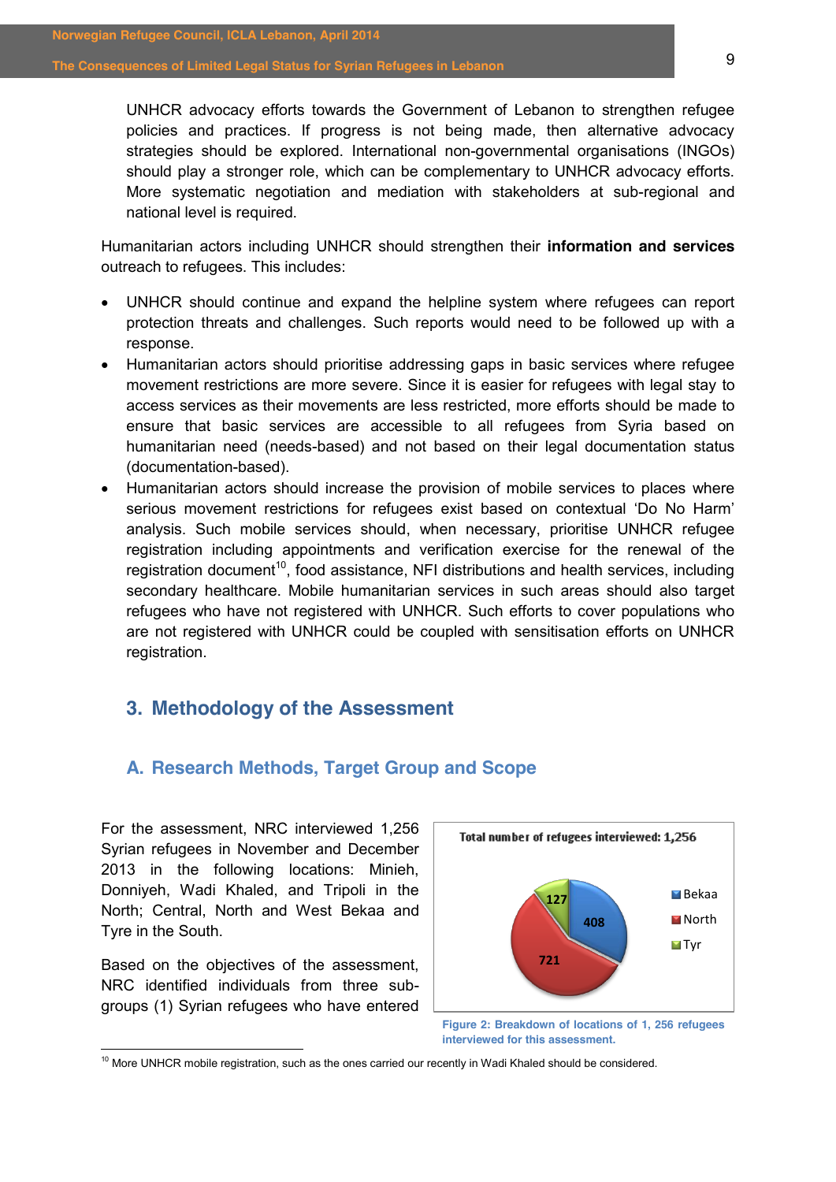UNHCR advocacy efforts towards the Government of Lebanon to strengthen refugee policies and practices. If progress is not being made, then alternative advocacy strategies should be explored. International non-governmental organisations (INGOs) should play a stronger role, which can be complementary to UNHCR advocacy efforts. More systematic negotiation and mediation with stakeholders at sub-regional and national level is required.

Humanitarian actors including UNHCR should strengthen their **information and services** outreach to refugees. This includes:

- UNHCR should continue and expand the helpline system where refugees can report protection threats and challenges. Such reports would need to be followed up with a response.
- Humanitarian actors should prioritise addressing gaps in basic services where refugee movement restrictions are more severe. Since it is easier for refugees with legal stay to access services as their movements are less restricted, more efforts should be made to ensure that basic services are accessible to all refugees from Syria based on humanitarian need (needs-based) and not based on their legal documentation status (documentation-based).
- Humanitarian actors should increase the provision of mobile services to places where serious movement restrictions for refugees exist based on contextual 'Do No Harm' analysis. Such mobile services should, when necessary, prioritise UNHCR refugee registration including appointments and verification exercise for the renewal of the registration document[10], food assistance, NFI distributions and health services, including secondary healthcare. Mobile humanitarian services in such areas should also target refugees who have not registered with UNHCR. Such efforts to cover populations who are not registered with UNHCR could be coupled with sensitisation efforts on UNHCR registration.

## 3. Methodology of the Assessment

### A. Research Methods, Target Group and Scope

For the assessment, NRC interviewed 1,256 Syrian refugees in November and December 2013 in the following locations: Minieh, Donniyeh, Wadi Khaled, and Tripoli in the North; Central, North and West Bekaa and Tyre in the South.

Total number of refugees interviewed: 1,256

| Location | Number |
|---|---|
| Bekaa | 408 |
| North | 721 |
| Tyr | 127 |

Figure 2: Breakdown of locations of 1, 256 refugees interviewed for this assessment.

Based on the objectives of the assessment, NRC identified individuals from three sub-groups (1) Syrian refugees who have entered

[10] More UNHCR mobile registration, such as the ones carried our recently in Wadi Khaled should be considered.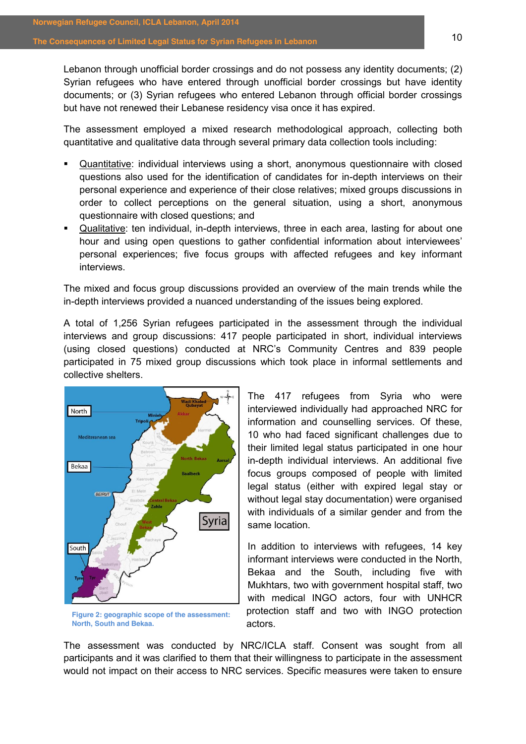Lebanon through unofficial border crossings and do not possess any identity documents; (2) Syrian refugees who have entered through unofficial border crossings but have identity documents; or (3) Syrian refugees who entered Lebanon through official border crossings but have not renewed their Lebanese residency visa once it has expired.

The assessment employed a mixed research methodological approach, collecting both quantitative and qualitative data through several primary data collection tools including:

- Quantitative: individual interviews using a short, anonymous questionnaire with closed questions also used for the identification of candidates for in-depth interviews on their personal experience and experience of their close relatives; mixed groups discussions in order to collect perceptions on the general situation, using a short, anonymous questionnaire with closed questions; and
- Qualitative: ten individual, in-depth interviews, three in each area, lasting for about one hour and using open questions to gather confidential information about interviewees' personal experiences; five focus groups with affected refugees and key informant interviews.

The mixed and focus group discussions provided an overview of the main trends while the in-depth interviews provided a nuanced understanding of the issues being explored.

A total of 1,256 Syrian refugees participated in the assessment through the individual interviews and group discussions: 417 people participated in short, individual interviews (using closed questions) conducted at NRC's Community Centres and 839 people participated in 75 mixed group discussions which took place in informal settlements and collective shelters.

Figure 2: geographic scope of the assessment: North, South and Bekaa.

The 417 refugees from Syria who were interviewed individually had approached NRC for information and counselling services. Of these, 10 who had faced significant challenges due to their limited legal status participated in one hour in-depth individual interviews. An additional five focus groups composed of people with limited legal status (either with expired legal stay or without legal stay documentation) were organised with individuals of a similar gender and from the same location.

In addition to interviews with refugees, 14 key informant interviews were conducted in the North, Bekaa and the South, including five with Mukhtars, two with government hospital staff, two with medical INGO actors, four with UNHCR protection staff and two with INGO protection actors.

The assessment was conducted by NRC/ICLA staff. Consent was sought from all participants and it was clarified to them that their willingness to participate in the assessment would not impact on their access to NRC services. Specific measures were taken to ensure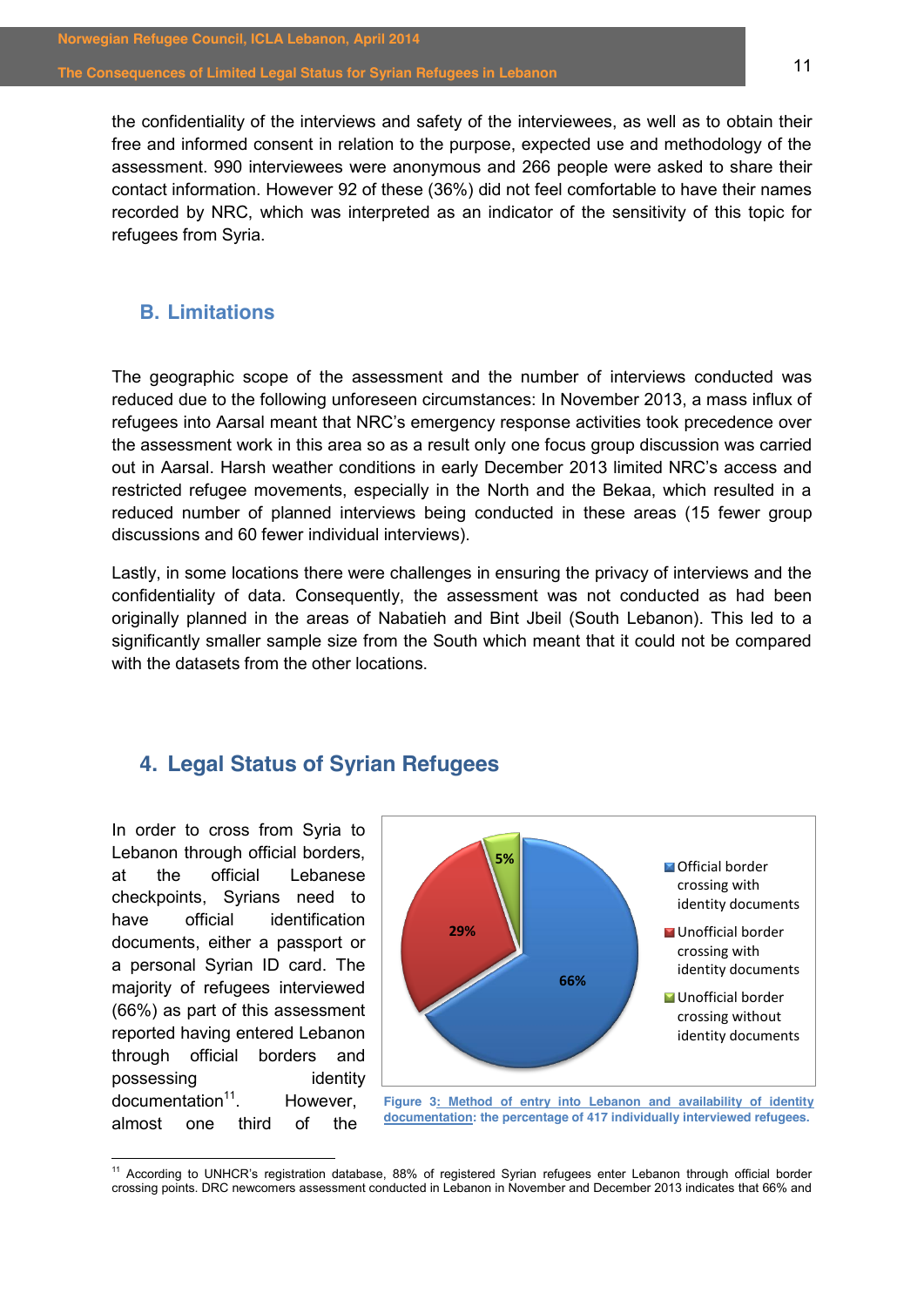the confidentiality of the interviews and safety of the interviewees, as well as to obtain their free and informed consent in relation to the purpose, expected use and methodology of the assessment. 990 interviewees were anonymous and 266 people were asked to share their contact information. However 92 of these (36%) did not feel comfortable to have their names recorded by NRC, which was interpreted as an indicator of the sensitivity of this topic for refugees from Syria.

## B. Limitations

The geographic scope of the assessment and the number of interviews conducted was reduced due to the following unforeseen circumstances: In November 2013, a mass influx of refugees into Aarsal meant that NRC's emergency response activities took precedence over the assessment work in this area so as a result only one focus group discussion was carried out in Aarsal. Harsh weather conditions in early December 2013 limited NRC's access and restricted refugee movements, especially in the North and the Bekaa, which resulted in a reduced number of planned interviews being conducted in these areas (15 fewer group discussions and 60 fewer individual interviews).

Lastly, in some locations there were challenges in ensuring the privacy of interviews and the confidentiality of data. Consequently, the assessment was not conducted as had been originally planned in the areas of Nabatieh and Bint Jbeil (South Lebanon). This led to a significantly smaller sample size from the South which meant that it could not be compared with the datasets from the other locations.

# 4. Legal Status of Syrian Refugees

In order to cross from Syria to Lebanon through official borders, at the official Lebanese checkpoints, Syrians need to have official identification documents, either a passport or a personal Syrian ID card. The majority of refugees interviewed (66%) as part of this assessment reported having entered Lebanon through official borders and possessing identity documentation[11]. However, almost one third of the

| Method of entry | Percentage |
|---|---|
| Official border crossing with identity documents | 66% |
| Unofficial border crossing with identity documents | 29% |
| Unofficial border crossing without identity documents | 5% |

**Figure 3: Method of entry into Lebanon and availability of identity documentation: the percentage of 417 individually interviewed refugees.**

[11] According to UNHCR's registration database, 88% of registered Syrian refugees enter Lebanon through official border crossing points. DRC newcomers assessment conducted in Lebanon in November and December 2013 indicates that 66% and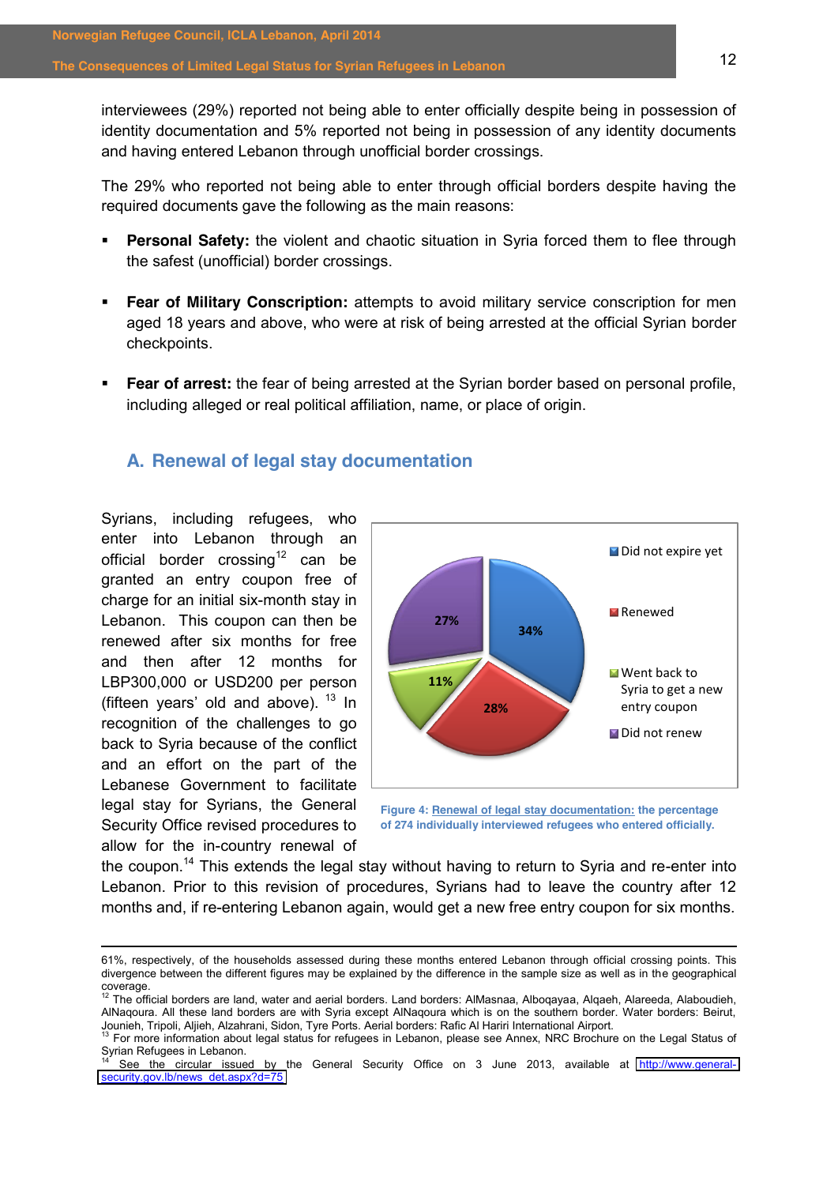interviewees (29%) reported not being able to enter officially despite being in possession of identity documentation and 5% reported not being in possession of any identity documents and having entered Lebanon through unofficial border crossings.

The 29% who reported not being able to enter through official borders despite having the required documents gave the following as the main reasons:

- **Personal Safety:** the violent and chaotic situation in Syria forced them to flee through the safest (unofficial) border crossings.

- **Fear of Military Conscription:** attempts to avoid military service conscription for men aged 18 years and above, who were at risk of being arrested at the official Syrian border checkpoints.

- **Fear of arrest:** the fear of being arrested at the Syrian border based on personal profile, including alleged or real political affiliation, name, or place of origin.

## A. Renewal of legal stay documentation

Syrians, including refugees, who enter into Lebanon through an official border crossing[12] can be granted an entry coupon free of charge for an initial six-month stay in Lebanon. This coupon can then be renewed after six months for free and then after 12 months for LBP300,000 or USD200 per person (fifteen years' old and above). [13] In recognition of the challenges to go back to Syria because of the conflict and an effort on the part of the Lebanese Government to facilitate legal stay for Syrians, the General Security Office revised procedures to allow for the in-country renewal of the coupon.[14] This extends the legal stay without having to return to Syria and re-enter into Lebanon. Prior to this revision of procedures, Syrians had to leave the country after 12 months and, if re-entering Lebanon again, would get a new free entry coupon for six months.

| Category | Percentage |
|---|---|
| Did not expire yet | 34% |
| Renewed | 28% |
| Went back to Syria to get a new entry coupon | 11% |
| Did not renew | 27% |

Figure 4: Renewal of legal stay documentation: the percentage of 274 individually interviewed refugees who entered officially.

---

61%, respectively, of the households assessed during these months entered Lebanon through official crossing points. This divergence between the different figures may be explained by the difference in the sample size as well as in the geographical coverage.

[12] The official borders are land, water and aerial borders. Land borders: AlMasnaa, Alboqayaa, Alqaeh, Alareeda, Alaboudieh, AlNaqoura. All these land borders are with Syria except AlNaqoura which is on the southern border. Water borders: Beirut, Jounieh, Tripoli, Aljieh, Alzahrani, Sidon, Tyre Ports. Aerial borders: Rafic Al Hariri International Airport.

[13] For more information about legal status for refugees in Lebanon, please see Annex, NRC Brochure on the Legal Status of Syrian Refugees in Lebanon.

[14] See the circular issued by the General Security Office on 3 June 2013, available at http://www.general-security.gov.lb/news_det.aspx?d=75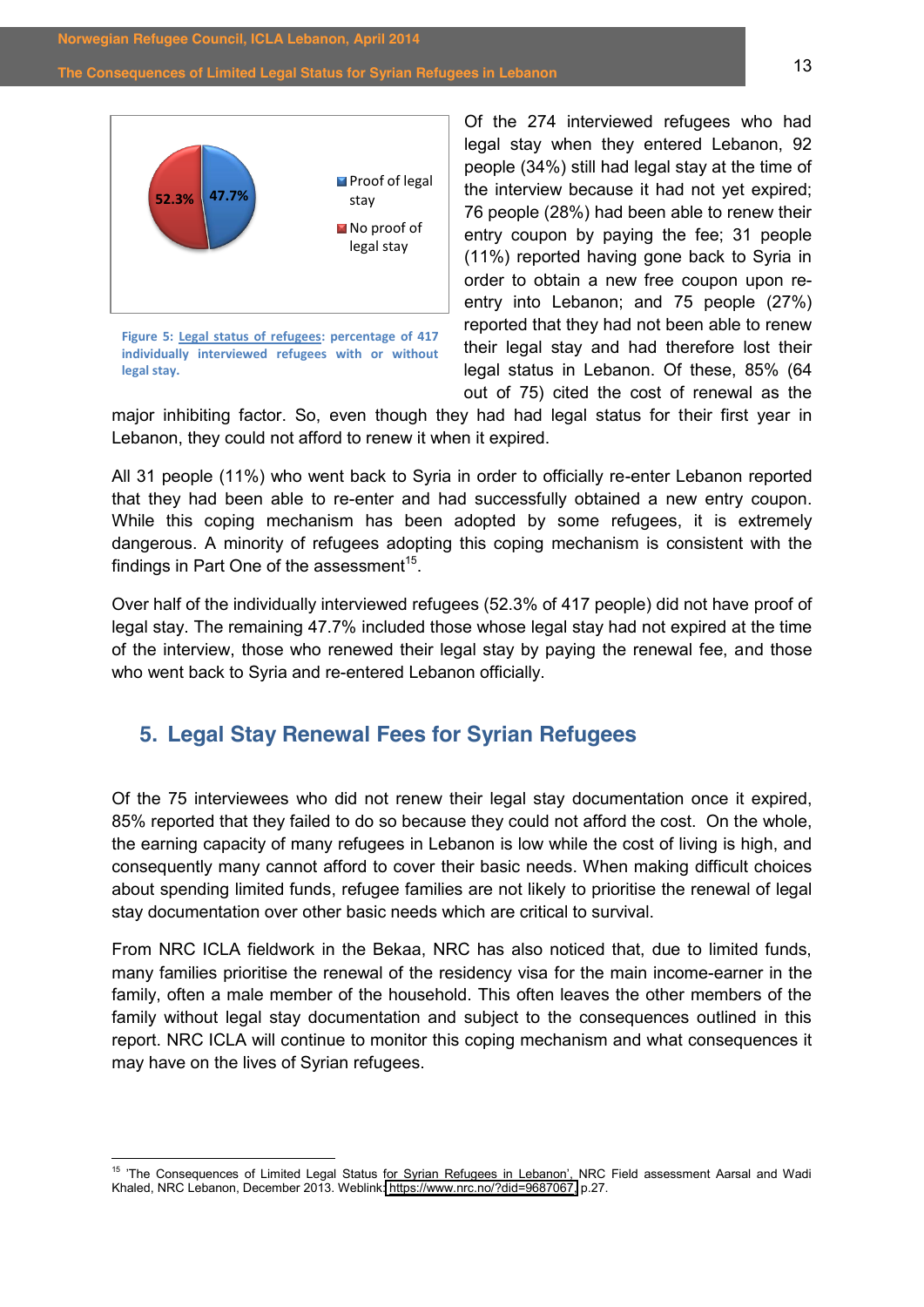Figure 5: Legal status of refugees: percentage of 417 individually interviewed refugees with or without legal stay.

Of the 274 interviewed refugees who had legal stay when they entered Lebanon, 92 people (34%) still had legal stay at the time of the interview because it had not yet expired; 76 people (28%) had been able to renew their entry coupon by paying the fee; 31 people (11%) reported having gone back to Syria in order to obtain a new free coupon upon re-entry into Lebanon; and 75 people (27%) reported that they had not been able to renew their legal stay and had therefore lost their legal status in Lebanon. Of these, 85% (64 out of 75) cited the cost of renewal as the major inhibiting factor. So, even though they had had legal status for their first year in Lebanon, they could not afford to renew it when it expired.

All 31 people (11%) who went back to Syria in order to officially re-enter Lebanon reported that they had been able to re-enter and had successfully obtained a new entry coupon. While this coping mechanism has been adopted by some refugees, it is extremely dangerous. A minority of refugees adopting this coping mechanism is consistent with the findings in Part One of the assessment[15].

Over half of the individually interviewed refugees (52.3% of 417 people) did not have proof of legal stay. The remaining 47.7% included those whose legal stay had not expired at the time of the interview, those who renewed their legal stay by paying the renewal fee, and those who went back to Syria and re-entered Lebanon officially.

## 5. Legal Stay Renewal Fees for Syrian Refugees

Of the 75 interviewees who did not renew their legal stay documentation once it expired, 85% reported that they failed to do so because they could not afford the cost. On the whole, the earning capacity of many refugees in Lebanon is low while the cost of living is high, and consequently many cannot afford to cover their basic needs. When making difficult choices about spending limited funds, refugee families are not likely to prioritise the renewal of legal stay documentation over other basic needs which are critical to survival.

From NRC ICLA fieldwork in the Bekaa, NRC has also noticed that, due to limited funds, many families prioritise the renewal of the residency visa for the main income-earner in the family, often a male member of the household. This often leaves the other members of the family without legal stay documentation and subject to the consequences outlined in this report. NRC ICLA will continue to monitor this coping mechanism and what consequences it may have on the lives of Syrian refugees.

[15] 'The Consequences of Limited Legal Status for Syrian Refugees in Lebanon', NRC Field assessment Aarsal and Wadi Khaled, NRC Lebanon, December 2013. Weblink: https://www.nrc.no/?did=9687067, p.27.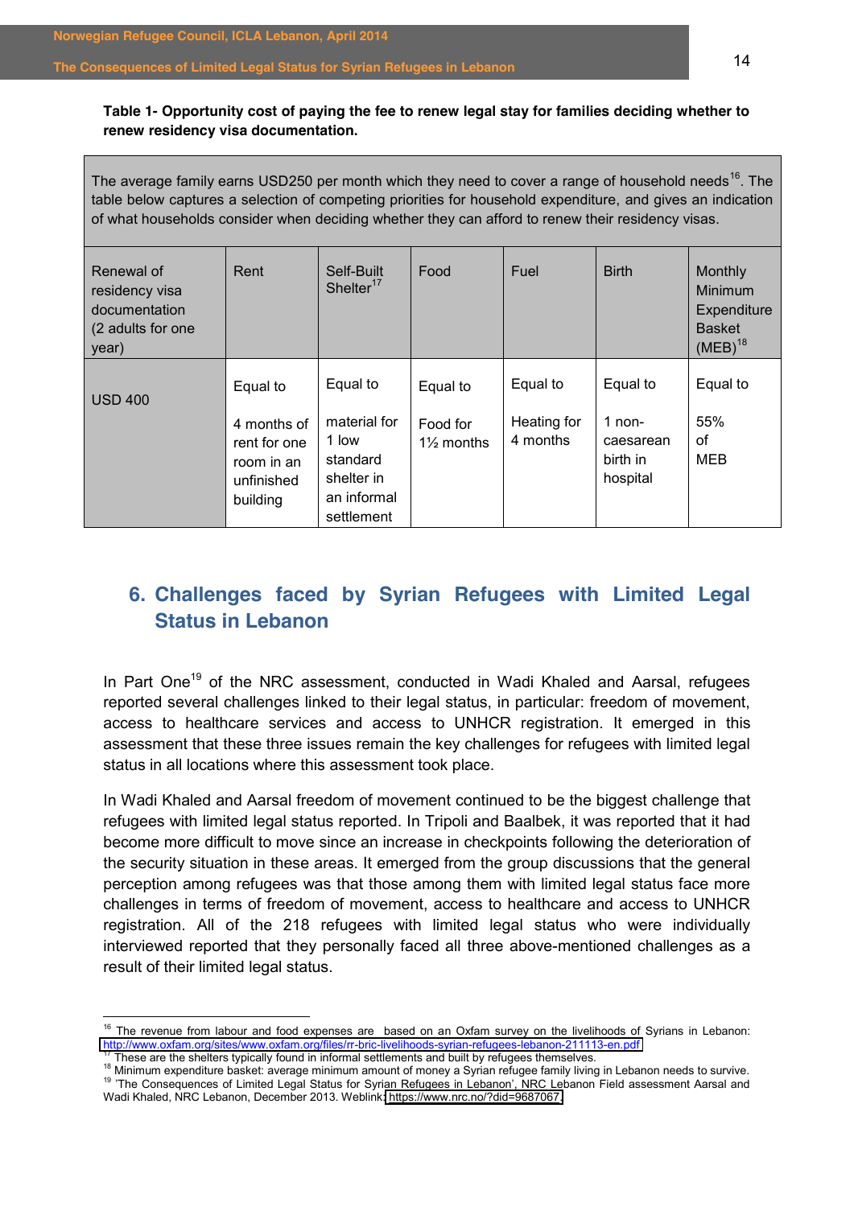**Table 1- Opportunity cost of paying the fee to renew legal stay for families deciding whether to renew residency visa documentation.**

| The average family earns USD250 per month which they need to cover a range of household needs[16]. The table below captures a selection of competing priorities for household expenditure, and gives an indication of what households consider when deciding whether they can afford to renew their residency visas. | | | | | | |
|---|---|---|---|---|---|---|
| Renewal of residency visa documentation (2 adults for one year) | Rent | Self-Built Shelter[17] | Food | Fuel | Birth | Monthly Minimum Expenditure Basket (MEB)[18] |
| USD 400 | Equal to 4 months of rent for one room in an unfinished building | Equal to material for 1 low standard shelter in an informal settlement | Equal to Food for 1½ months | Equal to Heating for 4 months | Equal to 1 non-caesarean birth in hospital | Equal to 55% of MEB |

## 6. Challenges faced by Syrian Refugees with Limited Legal Status in Lebanon

In Part One[19] of the NRC assessment, conducted in Wadi Khaled and Aarsal, refugees reported several challenges linked to their legal status, in particular: freedom of movement, access to healthcare services and access to UNHCR registration. It emerged in this assessment that these three issues remain the key challenges for refugees with limited legal status in all locations where this assessment took place.

In Wadi Khaled and Aarsal freedom of movement continued to be the biggest challenge that refugees with limited legal status reported. In Tripoli and Baalbek, it was reported that it had become more difficult to move since an increase in checkpoints following the deterioration of the security situation in these areas. It emerged from the group discussions that the general perception among refugees was that those among them with limited legal status face more challenges in terms of freedom of movement, access to healthcare and access to UNHCR registration. All of the 218 refugees with limited legal status who were individually interviewed reported that they personally faced all three above-mentioned challenges as a result of their limited legal status.

---

[16] The revenue from labour and food expenses are based on an Oxfam survey on the livelihoods of Syrians in Lebanon: http://www.oxfam.org/sites/www.oxfam.org/files/rr-bric-livelihoods-syrian-refugees-lebanon-211113-en.pdf

[17] These are the shelters typically found in informal settlements and built by refugees themselves.

[18] Minimum expenditure basket: average minimum amount of money a Syrian refugee family living in Lebanon needs to survive.

[19] 'The Consequences of Limited Legal Status for Syrian Refugees in Lebanon', NRC Lebanon Field assessment Aarsal and Wadi Khaled, NRC Lebanon, December 2013. Weblink: https://www.nrc.no/?did=9687067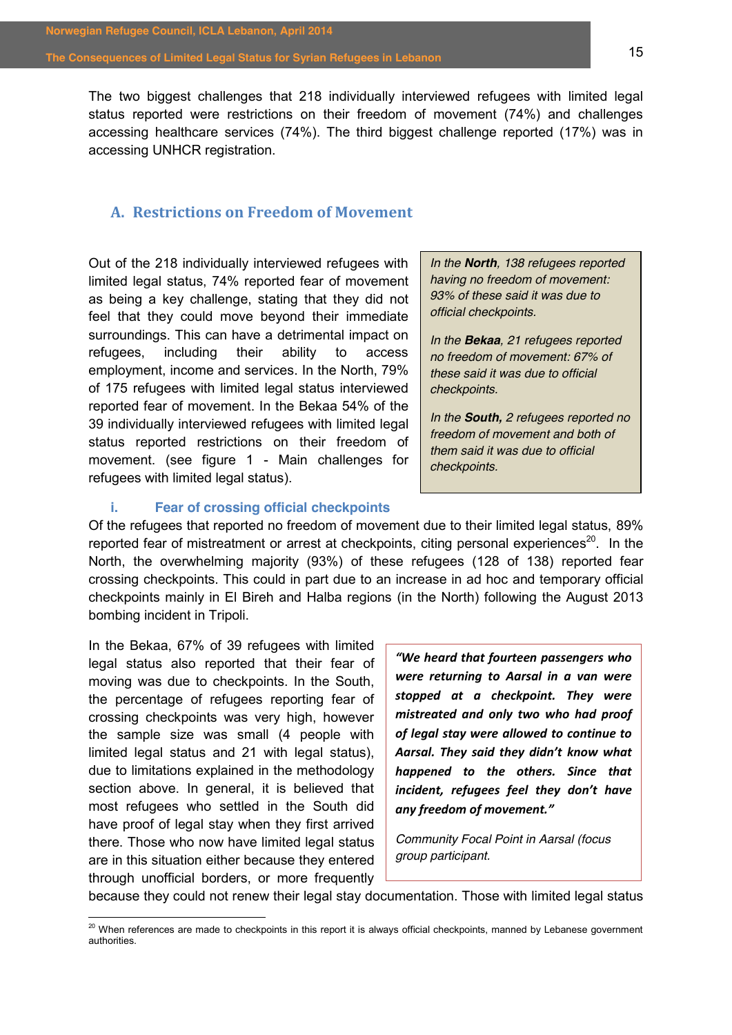The two biggest challenges that 218 individually interviewed refugees with limited legal status reported were restrictions on their freedom of movement (74%) and challenges accessing healthcare services (74%). The third biggest challenge reported (17%) was in accessing UNHCR registration.

## A. Restrictions on Freedom of Movement

Out of the 218 individually interviewed refugees with limited legal status, 74% reported fear of movement as being a key challenge, stating that they did not feel that they could move beyond their immediate surroundings. This can have a detrimental impact on refugees, including their ability to access employment, income and services. In the North, 79% of 175 refugees with limited legal status interviewed reported fear of movement. In the Bekaa 54% of the 39 individually interviewed refugees with limited legal status reported restrictions on their freedom of movement. (see figure 1 - Main challenges for refugees with limited legal status).

> *In the **North**, 138 refugees reported having no freedom of movement: 93% of these said it was due to official checkpoints.*
>
> *In the **Bekaa**, 21 refugees reported no freedom of movement: 67% of these said it was due to official checkpoints.*
>
> *In the **South,** 2 refugees reported no freedom of movement and both of them said it was due to official checkpoints.*

### i. Fear of crossing official checkpoints

Of the refugees that reported no freedom of movement due to their limited legal status, 89% reported fear of mistreatment or arrest at checkpoints, citing personal experiences[20]. In the North, the overwhelming majority (93%) of these refugees (128 of 138) reported fear crossing checkpoints. This could in part due to an increase in ad hoc and temporary official checkpoints mainly in El Bireh and Halba regions (in the North) following the August 2013 bombing incident in Tripoli.

In the Bekaa, 67% of 39 refugees with limited legal status also reported that their fear of moving was due to checkpoints. In the South, the percentage of refugees reporting fear of crossing checkpoints was very high, however the sample size was small (4 people with limited legal status and 21 with legal status), due to limitations explained in the methodology section above. In general, it is believed that most refugees who settled in the South did have proof of legal stay when they first arrived there. Those who now have limited legal status are in this situation either because they entered through unofficial borders, or more frequently because they could not renew their legal stay documentation. Those with limited legal status

> ***"We heard that fourteen passengers who were returning to Aarsal in a van were stopped at a checkpoint. They were mistreated and only two who had proof of legal stay were allowed to continue to Aarsal. They said they didn't know what happened to the others. Since that incident, refugees feel they don't have any freedom of movement."***
>
> *Community Focal Point in Aarsal (focus group participant.*

[20] When references are made to checkpoints in this report it is always official checkpoints, manned by Lebanese government authorities.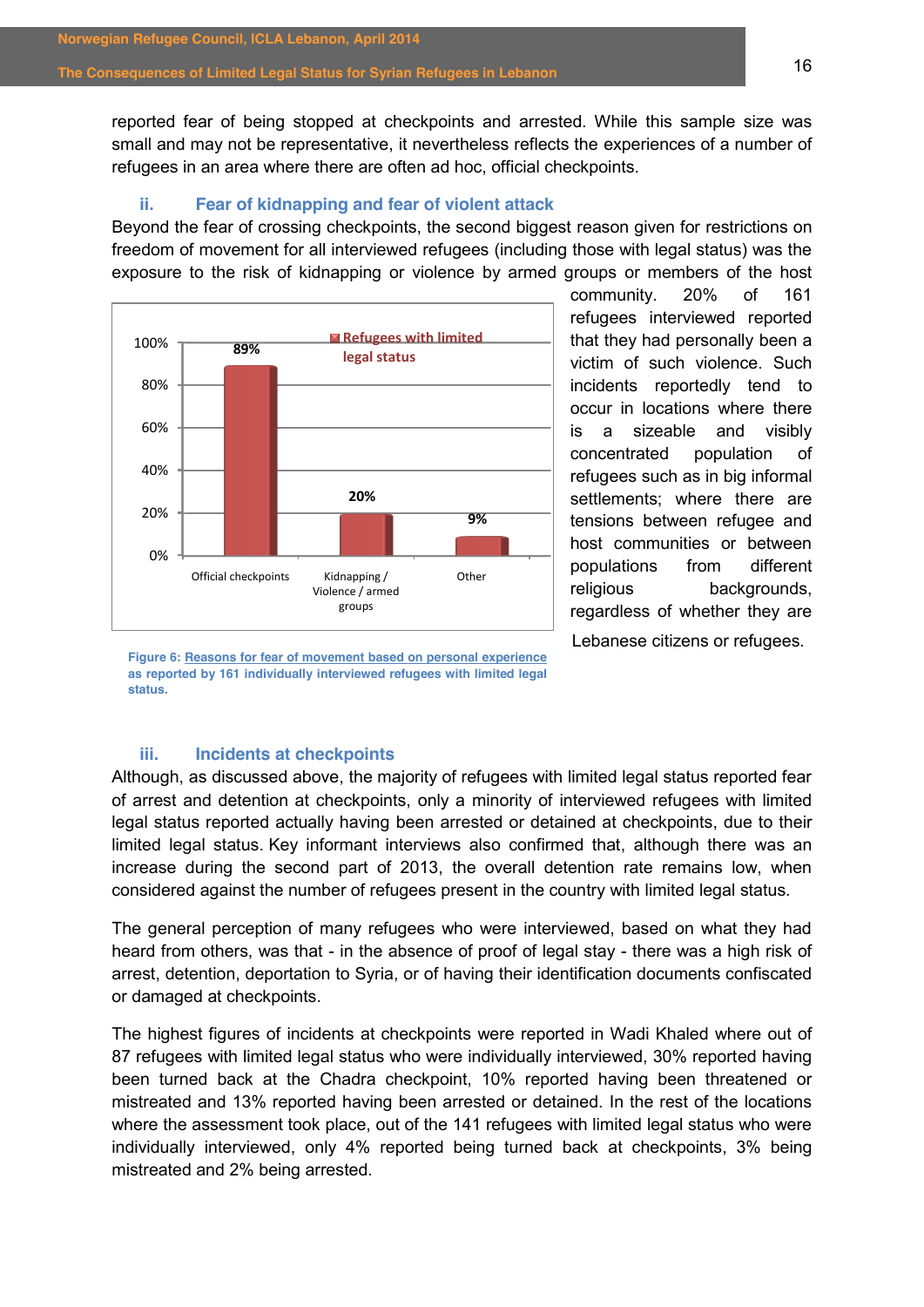reported fear of being stopped at checkpoints and arrested. While this sample size was small and may not be representative, it nevertheless reflects the experiences of a number of refugees in an area where there are often ad hoc, official checkpoints.

### ii. Fear of kidnapping and fear of violent attack

Beyond the fear of crossing checkpoints, the second biggest reason given for restrictions on freedom of movement for all interviewed refugees (including those with legal status) was the exposure to the risk of kidnapping or violence by armed groups or members of the host community. 20% of 161 refugees interviewed reported that they had personally been a victim of such violence. Such incidents reportedly tend to occur in locations where there is a sizeable and visibly concentrated population of refugees such as in big informal settlements; where there are tensions between refugee and host communities or between populations from different religious backgrounds, regardless of whether they are Lebanese citizens or refugees.

| | Refugees with limited legal status |
|---|---|
| Official checkpoints | 89% |
| Kidnapping / Violence / armed groups | 20% |
| Other | 9% |

**Figure 6: Reasons for fear of movement based on personal experience as reported by 161 individually interviewed refugees with limited legal status.**

### iii. Incidents at checkpoints

Although, as discussed above, the majority of refugees with limited legal status reported fear of arrest and detention at checkpoints, only a minority of interviewed refugees with limited legal status reported actually having been arrested or detained at checkpoints, due to their limited legal status. Key informant interviews also confirmed that, although there was an increase during the second part of 2013, the overall detention rate remains low, when considered against the number of refugees present in the country with limited legal status.

The general perception of many refugees who were interviewed, based on what they had heard from others, was that - in the absence of proof of legal stay - there was a high risk of arrest, detention, deportation to Syria, or of having their identification documents confiscated or damaged at checkpoints.

The highest figures of incidents at checkpoints were reported in Wadi Khaled where out of 87 refugees with limited legal status who were individually interviewed, 30% reported having been turned back at the Chadra checkpoint, 10% reported having been threatened or mistreated and 13% reported having been arrested or detained. In the rest of the locations where the assessment took place, out of the 141 refugees with limited legal status who were individually interviewed, only 4% reported being turned back at checkpoints, 3% being mistreated and 2% being arrested.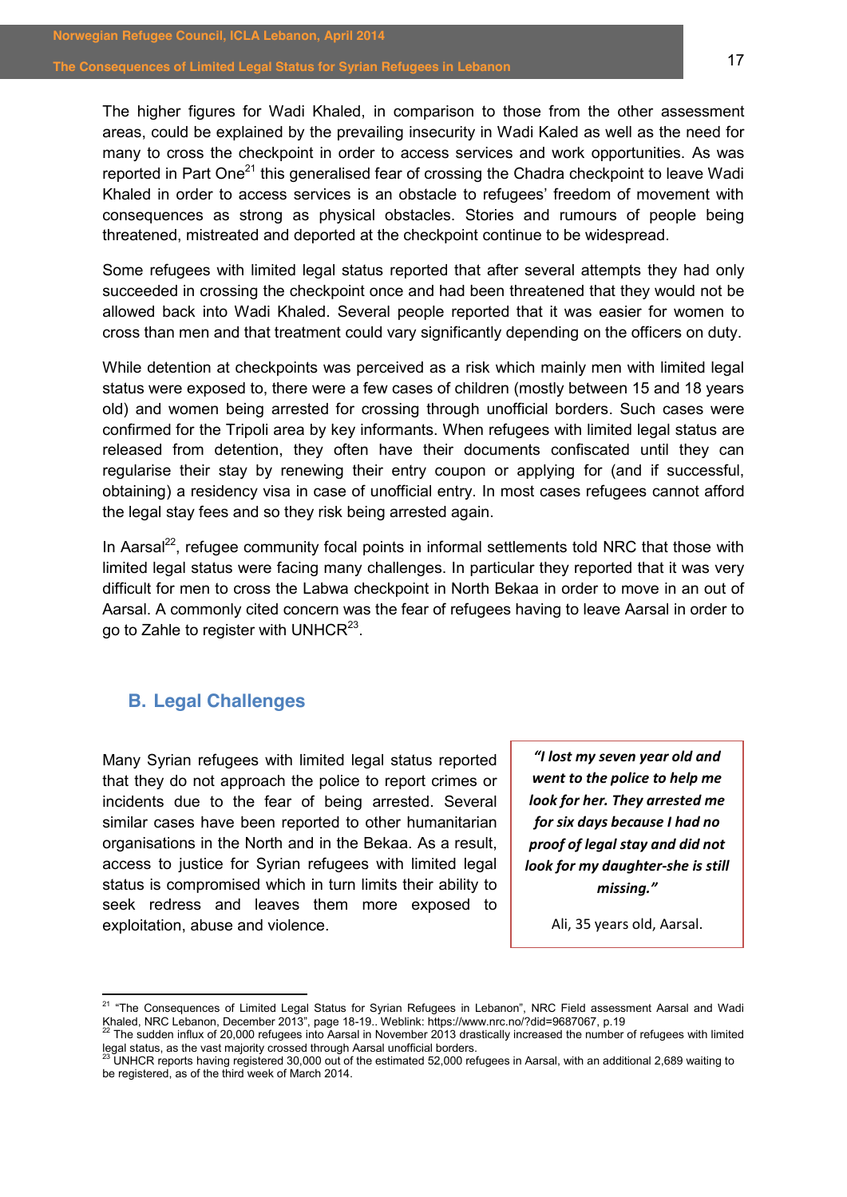The higher figures for Wadi Khaled, in comparison to those from the other assessment areas, could be explained by the prevailing insecurity in Wadi Kaled as well as the need for many to cross the checkpoint in order to access services and work opportunities. As was reported in Part One[21] this generalised fear of crossing the Chadra checkpoint to leave Wadi Khaled in order to access services is an obstacle to refugees' freedom of movement with consequences as strong as physical obstacles. Stories and rumours of people being threatened, mistreated and deported at the checkpoint continue to be widespread.

Some refugees with limited legal status reported that after several attempts they had only succeeded in crossing the checkpoint once and had been threatened that they would not be allowed back into Wadi Khaled. Several people reported that it was easier for women to cross than men and that treatment could vary significantly depending on the officers on duty.

While detention at checkpoints was perceived as a risk which mainly men with limited legal status were exposed to, there were a few cases of children (mostly between 15 and 18 years old) and women being arrested for crossing through unofficial borders. Such cases were confirmed for the Tripoli area by key informants. When refugees with limited legal status are released from detention, they often have their documents confiscated until they can regularise their stay by renewing their entry coupon or applying for (and if successful, obtaining) a residency visa in case of unofficial entry. In most cases refugees cannot afford the legal stay fees and so they risk being arrested again.

In Aarsal[22], refugee community focal points in informal settlements told NRC that those with limited legal status were facing many challenges. In particular they reported that it was very difficult for men to cross the Labwa checkpoint in North Bekaa in order to move in an out of Aarsal. A commonly cited concern was the fear of refugees having to leave Aarsal in order to go to Zahle to register with UNHCR[23].

## B. Legal Challenges

Many Syrian refugees with limited legal status reported that they do not approach the police to report crimes or incidents due to the fear of being arrested. Several similar cases have been reported to other humanitarian organisations in the North and in the Bekaa. As a result, access to justice for Syrian refugees with limited legal status is compromised which in turn limits their ability to seek redress and leaves them more exposed to exploitation, abuse and violence.

> ***"I lost my seven year old and went to the police to help me look for her. They arrested me for six days because I had no proof of legal stay and did not look for my daughter-she is still missing."***
>
> Ali, 35 years old, Aarsal.

---

[21] "The Consequences of Limited Legal Status for Syrian Refugees in Lebanon", NRC Field assessment Aarsal and Wadi Khaled, NRC Lebanon, December 2013", page 18-19.. Weblink: https://www.nrc.no/?did=9687067, p.19

[22] The sudden influx of 20,000 refugees into Aarsal in November 2013 drastically increased the number of refugees with limited legal status, as the vast majority crossed through Aarsal unofficial borders.

[23] UNHCR reports having registered 30,000 out of the estimated 52,000 refugees in Aarsal, with an additional 2,689 waiting to be registered, as of the third week of March 2014.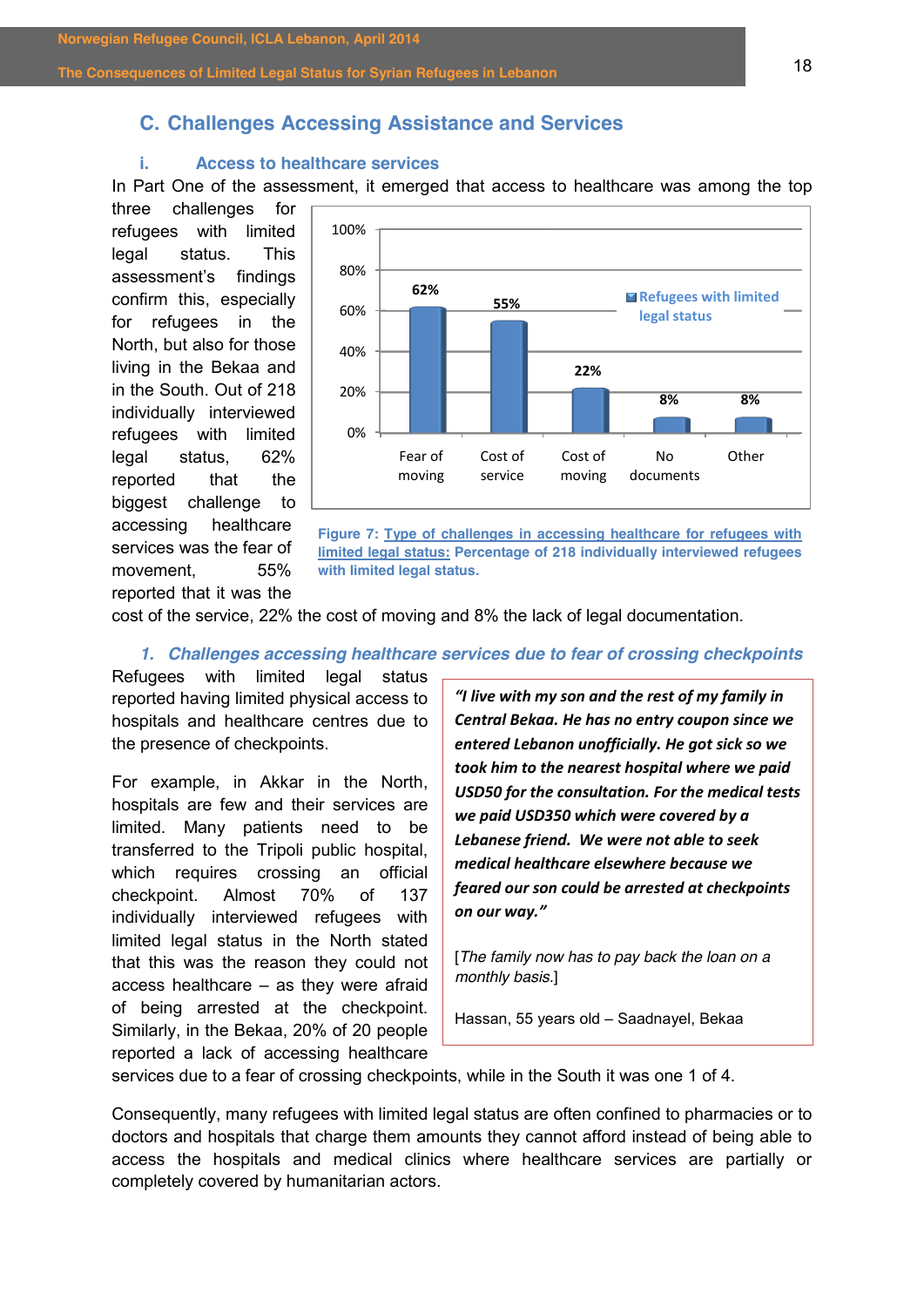## C. Challenges Accessing Assistance and Services

### i. Access to healthcare services

In Part One of the assessment, it emerged that access to healthcare was among the top three challenges for refugees with limited legal status. This assessment's findings confirm this, especially for refugees in the North, but also for those living in the Bekaa and in the South. Out of 218 individually interviewed refugees with limited legal status, 62% reported that the biggest challenge to accessing healthcare services was the fear of movement, 55% reported that it was the cost of the service, 22% the cost of moving and 8% the lack of legal documentation.

| Challenge | Refugees with limited legal status |
|---|---|
| Fear of moving | 62% |
| Cost of service | 55% |
| Cost of moving | 22% |
| No documents | 8% |
| Other | 8% |

**Figure 7: Type of challenges in accessing healthcare for refugees with limited legal status: Percentage of 218 individually interviewed refugees with limited legal status.**

#### *1. Challenges accessing healthcare services due to fear of crossing checkpoints*

Refugees with limited legal status reported having limited physical access to hospitals and healthcare centres due to the presence of checkpoints.

For example, in Akkar in the North, hospitals are few and their services are limited. Many patients need to be transferred to the Tripoli public hospital, which requires crossing an official checkpoint. Almost 70% of 137 individually interviewed refugees with limited legal status in the North stated that this was the reason they could not access healthcare – as they were afraid of being arrested at the checkpoint. Similarly, in the Bekaa, 20% of 20 people reported a lack of accessing healthcare services due to a fear of crossing checkpoints, while in the South it was one 1 of 4.

> ***"I live with my son and the rest of my family in Central Bekaa. He has no entry coupon since we entered Lebanon unofficially. He got sick so we took him to the nearest hospital where we paid USD50 for the consultation. For the medical tests we paid USD350 which were covered by a Lebanese friend. We were not able to seek medical healthcare elsewhere because we feared our son could be arrested at checkpoints on our way."***
>
> [*The family now has to pay back the loan on a monthly basis.*]
>
> Hassan, 55 years old – Saadnayel, Bekaa

Consequently, many refugees with limited legal status are often confined to pharmacies or to doctors and hospitals that charge them amounts they cannot afford instead of being able to access the hospitals and medical clinics where healthcare services are partially or completely covered by humanitarian actors.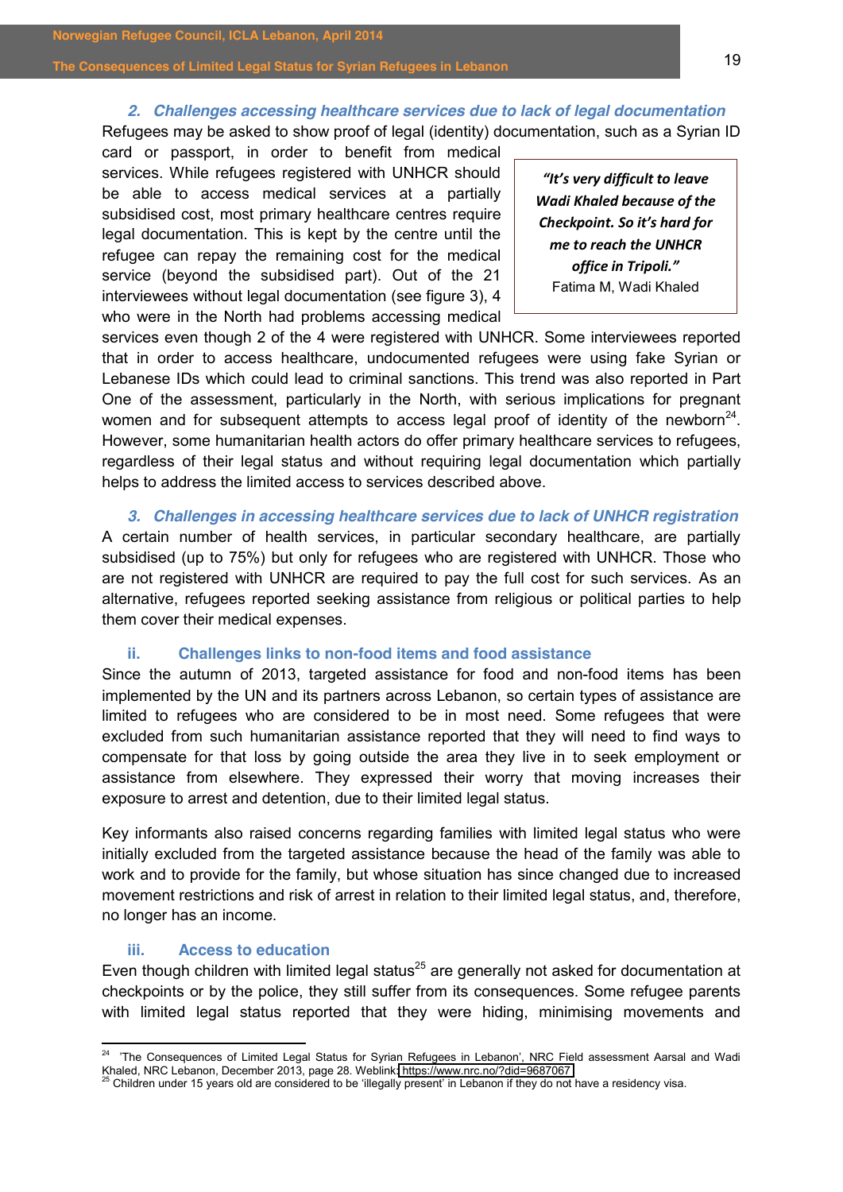### 2. Challenges accessing healthcare services due to lack of legal documentation

Refugees may be asked to show proof of legal (identity) documentation, such as a Syrian ID card or passport, in order to benefit from medical services. While refugees registered with UNHCR should be able to access medical services at a partially subsidised cost, most primary healthcare centres require legal documentation. This is kept by the centre until the refugee can repay the remaining cost for the medical service (beyond the subsidised part). Out of the 21 interviewees without legal documentation (see figure 3), 4 who were in the North had problems accessing medical services even though 2 of the 4 were registered with UNHCR. Some interviewees reported that in order to access healthcare, undocumented refugees were using fake Syrian or Lebanese IDs which could lead to criminal sanctions. This trend was also reported in Part One of the assessment, particularly in the North, with serious implications for pregnant women and for subsequent attempts to access legal proof of identity of the newborn[24]. However, some humanitarian health actors do offer primary healthcare services to refugees, regardless of their legal status and without requiring legal documentation which partially helps to address the limited access to services described above.

> ***"It's very difficult to leave Wadi Khaled because of the Checkpoint. So it's hard for me to reach the UNHCR office in Tripoli."***
> Fatima M, Wadi Khaled

### 3. Challenges in accessing healthcare services due to lack of UNHCR registration

A certain number of health services, in particular secondary healthcare, are partially subsidised (up to 75%) but only for refugees who are registered with UNHCR. Those who are not registered with UNHCR are required to pay the full cost for such services. As an alternative, refugees reported seeking assistance from religious or political parties to help them cover their medical expenses.

## ii. Challenges links to non-food items and food assistance

Since the autumn of 2013, targeted assistance for food and non-food items has been implemented by the UN and its partners across Lebanon, so certain types of assistance are limited to refugees who are considered to be in most need. Some refugees that were excluded from such humanitarian assistance reported that they will need to find ways to compensate for that loss by going outside the area they live in to seek employment or assistance from elsewhere. They expressed their worry that moving increases their exposure to arrest and detention, due to their limited legal status.

Key informants also raised concerns regarding families with limited legal status who were initially excluded from the targeted assistance because the head of the family was able to work and to provide for the family, but whose situation has since changed due to increased movement restrictions and risk of arrest in relation to their limited legal status, and, therefore, no longer has an income.

## iii. Access to education

Even though children with limited legal status[25] are generally not asked for documentation at checkpoints or by the police, they still suffer from its consequences. Some refugee parents with limited legal status reported that they were hiding, minimising movements and

---

[24] 'The Consequences of Limited Legal Status for Syrian Refugees in Lebanon', NRC Field assessment Aarsal and Wadi Khaled, NRC Lebanon, December 2013, page 28. Weblink: https://www.nrc.no/?did=9687067

[25] Children under 15 years old are considered to be 'illegally present' in Lebanon if they do not have a residency visa.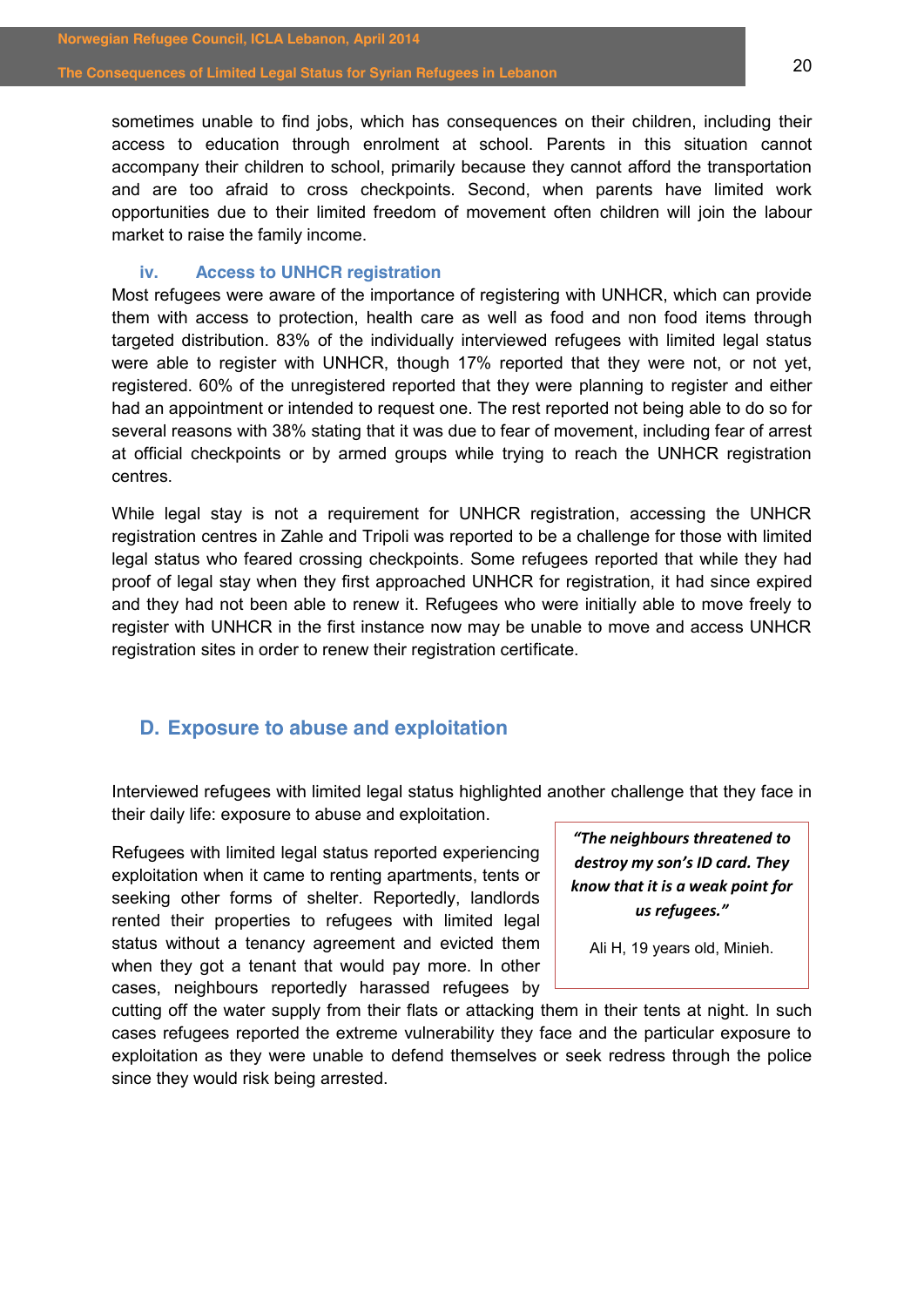sometimes unable to find jobs, which has consequences on their children, including their access to education through enrolment at school. Parents in this situation cannot accompany their children to school, primarily because they cannot afford the transportation and are too afraid to cross checkpoints. Second, when parents have limited work opportunities due to their limited freedom of movement often children will join the labour market to raise the family income.

#### iv. Access to UNHCR registration

Most refugees were aware of the importance of registering with UNHCR, which can provide them with access to protection, health care as well as food and non food items through targeted distribution. 83% of the individually interviewed refugees with limited legal status were able to register with UNHCR, though 17% reported that they were not, or not yet, registered. 60% of the unregistered reported that they were planning to register and either had an appointment or intended to request one. The rest reported not being able to do so for several reasons with 38% stating that it was due to fear of movement, including fear of arrest at official checkpoints or by armed groups while trying to reach the UNHCR registration centres.

While legal stay is not a requirement for UNHCR registration, accessing the UNHCR registration centres in Zahle and Tripoli was reported to be a challenge for those with limited legal status who feared crossing checkpoints. Some refugees reported that while they had proof of legal stay when they first approached UNHCR for registration, it had since expired and they had not been able to renew it. Refugees who were initially able to move freely to register with UNHCR in the first instance now may be unable to move and access UNHCR registration sites in order to renew their registration certificate.

## D. Exposure to abuse and exploitation

Interviewed refugees with limited legal status highlighted another challenge that they face in their daily life: exposure to abuse and exploitation.

> ***"The neighbours threatened to destroy my son's ID card. They know that it is a weak point for us refugees."***
>
> Ali H, 19 years old, Minieh.

Refugees with limited legal status reported experiencing exploitation when it came to renting apartments, tents or seeking other forms of shelter. Reportedly, landlords rented their properties to refugees with limited legal status without a tenancy agreement and evicted them when they got a tenant that would pay more. In other cases, neighbours reportedly harassed refugees by cutting off the water supply from their flats or attacking them in their tents at night. In such cases refugees reported the extreme vulnerability they face and the particular exposure to exploitation as they were unable to defend themselves or seek redress through the police since they would risk being arrested.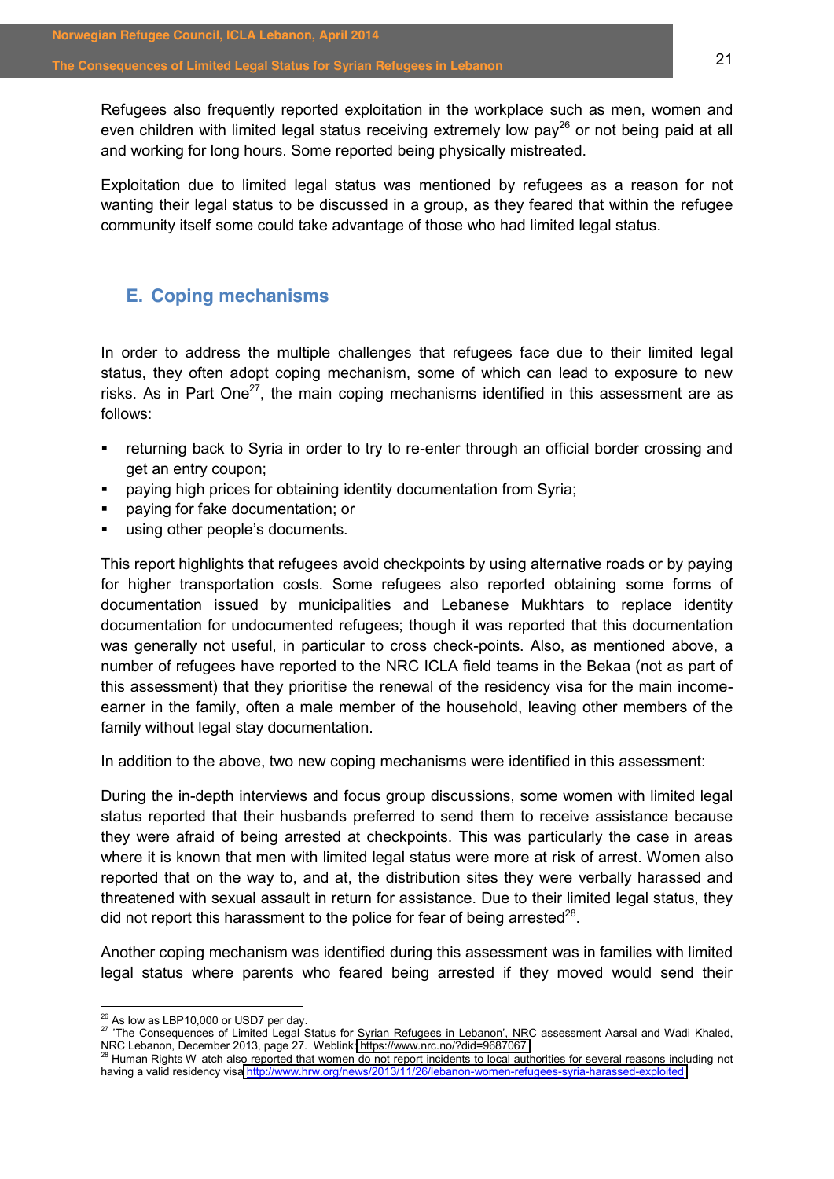Refugees also frequently reported exploitation in the workplace such as men, women and even children with limited legal status receiving extremely low pay[26] or not being paid at all and working for long hours. Some reported being physically mistreated.

Exploitation due to limited legal status was mentioned by refugees as a reason for not wanting their legal status to be discussed in a group, as they feared that within the refugee community itself some could take advantage of those who had limited legal status.

## E. Coping mechanisms

In order to address the multiple challenges that refugees face due to their limited legal status, they often adopt coping mechanism, some of which can lead to exposure to new risks. As in Part One[27], the main coping mechanisms identified in this assessment are as follows:

- returning back to Syria in order to try to re-enter through an official border crossing and get an entry coupon;
- paying high prices for obtaining identity documentation from Syria;
- paying for fake documentation; or
- using other people's documents.

This report highlights that refugees avoid checkpoints by using alternative roads or by paying for higher transportation costs. Some refugees also reported obtaining some forms of documentation issued by municipalities and Lebanese Mukhtars to replace identity documentation for undocumented refugees; though it was reported that this documentation was generally not useful, in particular to cross check-points. Also, as mentioned above, a number of refugees have reported to the NRC ICLA field teams in the Bekaa (not as part of this assessment) that they prioritise the renewal of the residency visa for the main income-earner in the family, often a male member of the household, leaving other members of the family without legal stay documentation.

In addition to the above, two new coping mechanisms were identified in this assessment:

During the in-depth interviews and focus group discussions, some women with limited legal status reported that their husbands preferred to send them to receive assistance because they were afraid of being arrested at checkpoints. This was particularly the case in areas where it is known that men with limited legal status were more at risk of arrest. Women also reported that on the way to, and at, the distribution sites they were verbally harassed and threatened with sexual assault in return for assistance. Due to their limited legal status, they did not report this harassment to the police for fear of being arrested[28].

Another coping mechanism was identified during this assessment was in families with limited legal status where parents who feared being arrested if they moved would send their

---

[26] As low as LBP10,000 or USD7 per day.

[27] 'The Consequences of Limited Legal Status for Syrian Refugees in Lebanon', NRC assessment Aarsal and Wadi Khaled, NRC Lebanon, December 2013, page 27. Weblink: https://www.nrc.no/?did=9687067

[28] Human Rights W atch also reported that women do not report incidents to local authorities for several reasons including not having a valid residency visa http://www.hrw.org/news/2013/11/26/lebanon-women-refugees-syria-harassed-exploited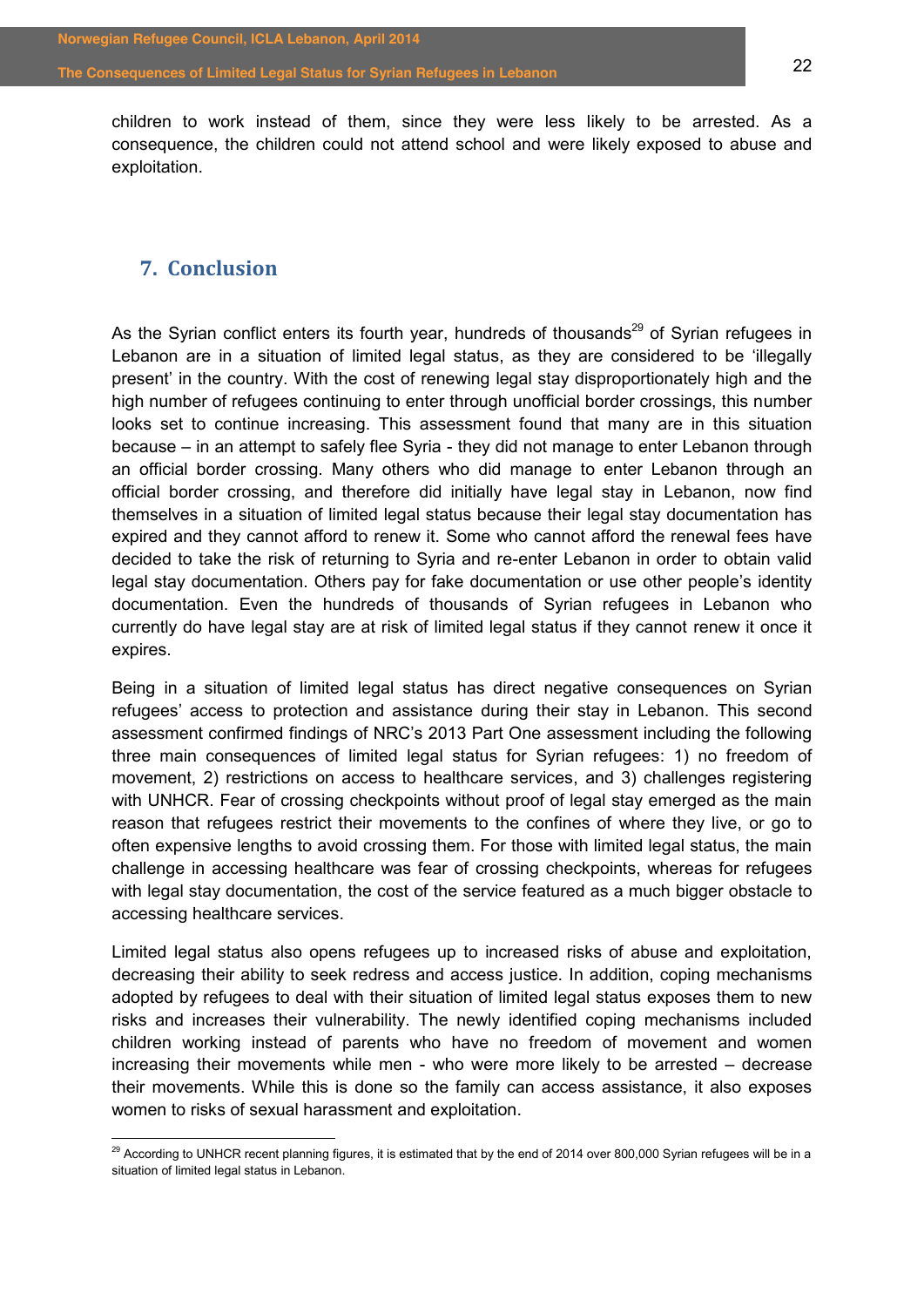children to work instead of them, since they were less likely to be arrested. As a consequence, the children could not attend school and were likely exposed to abuse and exploitation.

## 7. Conclusion

As the Syrian conflict enters its fourth year, hundreds of thousands[29] of Syrian refugees in Lebanon are in a situation of limited legal status, as they are considered to be 'illegally present' in the country. With the cost of renewing legal stay disproportionately high and the high number of refugees continuing to enter through unofficial border crossings, this number looks set to continue increasing. This assessment found that many are in this situation because – in an attempt to safely flee Syria - they did not manage to enter Lebanon through an official border crossing. Many others who did manage to enter Lebanon through an official border crossing, and therefore did initially have legal stay in Lebanon, now find themselves in a situation of limited legal status because their legal stay documentation has expired and they cannot afford to renew it. Some who cannot afford the renewal fees have decided to take the risk of returning to Syria and re-enter Lebanon in order to obtain valid legal stay documentation. Others pay for fake documentation or use other people's identity documentation. Even the hundreds of thousands of Syrian refugees in Lebanon who currently do have legal stay are at risk of limited legal status if they cannot renew it once it expires.

Being in a situation of limited legal status has direct negative consequences on Syrian refugees' access to protection and assistance during their stay in Lebanon. This second assessment confirmed findings of NRC's 2013 Part One assessment including the following three main consequences of limited legal status for Syrian refugees: 1) no freedom of movement, 2) restrictions on access to healthcare services, and 3) challenges registering with UNHCR. Fear of crossing checkpoints without proof of legal stay emerged as the main reason that refugees restrict their movements to the confines of where they live, or go to often expensive lengths to avoid crossing them. For those with limited legal status, the main challenge in accessing healthcare was fear of crossing checkpoints, whereas for refugees with legal stay documentation, the cost of the service featured as a much bigger obstacle to accessing healthcare services.

Limited legal status also opens refugees up to increased risks of abuse and exploitation, decreasing their ability to seek redress and access justice. In addition, coping mechanisms adopted by refugees to deal with their situation of limited legal status exposes them to new risks and increases their vulnerability. The newly identified coping mechanisms included children working instead of parents who have no freedom of movement and women increasing their movements while men - who were more likely to be arrested – decrease their movements. While this is done so the family can access assistance, it also exposes women to risks of sexual harassment and exploitation.

---

[29] According to UNHCR recent planning figures, it is estimated that by the end of 2014 over 800,000 Syrian refugees will be in a situation of limited legal status in Lebanon.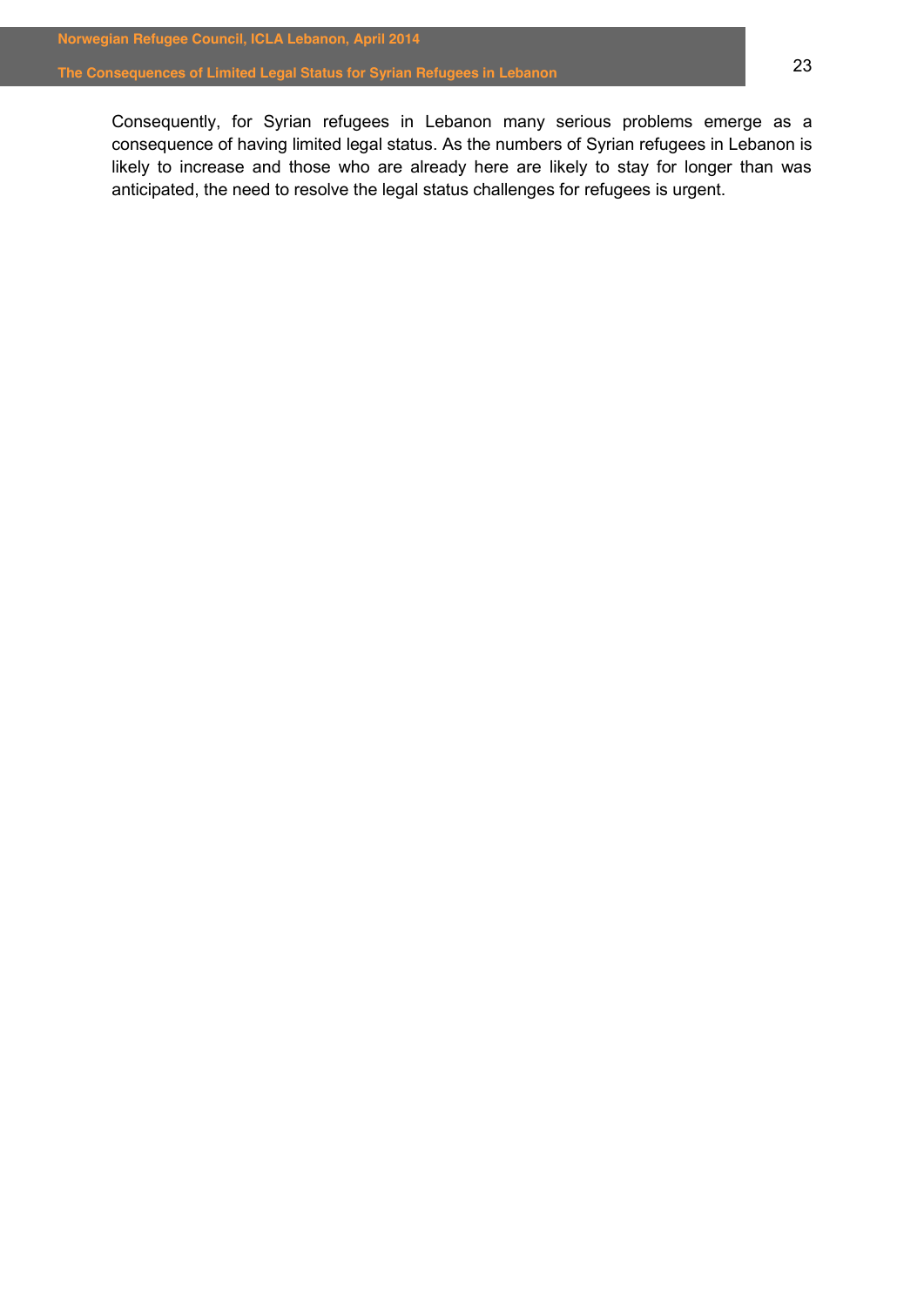Consequently, for Syrian refugees in Lebanon many serious problems emerge as a consequence of having limited legal status. As the numbers of Syrian refugees in Lebanon is likely to increase and those who are already here are likely to stay for longer than was anticipated, the need to resolve the legal status challenges for refugees is urgent.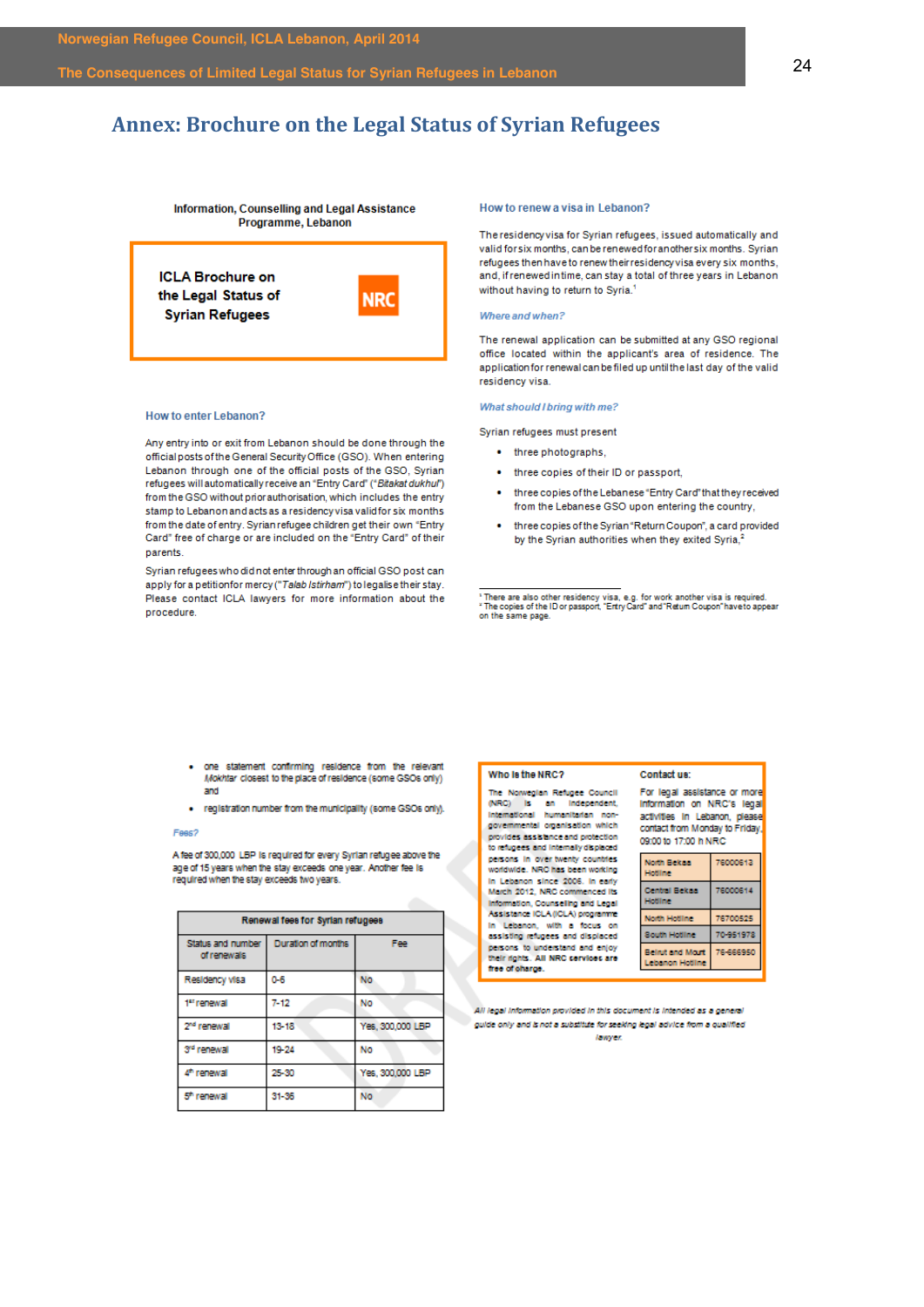# Annex: Brochure on the Legal Status of Syrian Refugees

**Information, Counselling and Legal Assistance Programme, Lebanon**

**ICLA Brochure on the Legal Status of Syrian Refugees**

NRC

### How to enter Lebanon?

Any entry into or exit from Lebanon should be done through the official posts of the General Security Office (GSO). When entering Lebanon through one of the official posts of the GSO, Syrian refugees will automatically receive an "Entry Card" ("*Bitakat dukhul*") from the GSO without prior authorisation, which includes the entry stamp to Lebanon and acts as a residency visa valid for six months from the date of entry. Syrian refugee children get their own "Entry Card" free of charge or are included on the "Entry Card" of their parents.

Syrian refugees who did not enter through an official GSO post can apply for a petition for mercy ("*Talab Istirham*") to legalise their stay. Please contact ICLA lawyers for more information about the procedure.

### How to renew a visa in Lebanon?

The residency visa for Syrian refugees, issued automatically and valid for six months, can be renewed for another six months. Syrian refugees then have to renew their residency visa every six months, and, if renewed in time, can stay a total of three years in Lebanon without having to return to Syria.[1]

#### *Where and when?*

The renewal application can be submitted at any GSO regional office located within the applicant's area of residence. The application for renewal can be filed up until the last day of the valid residency visa.

#### *What should I bring with me?*

Syrian refugees must present

- three photographs,
- three copies of their ID or passport,
- three copies of the Lebanese "Entry Card" that they received from the Lebanese GSO upon entering the country,
- three copies of the Syrian "Return Coupon", a card provided by the Syrian authorities when they exited Syria,[2]
- one statement confirming residence from the relevant *Mokhtar* closest to the place of residence (some GSOs only) and
- registration number from the municipality (some GSOs only).

[1] There are also other residency visa, e.g. for work another visa is required.
[2] The copies of the ID or passport, "Entry Card" and "Return Coupon" have to appear on the same page.

#### *Fees?*

A fee of 300,000 LBP is required for every Syrian refugee above the age of 15 years when the stay exceeds one year. Another fee is required when the stay exceeds two years.

**Renewal fees for Syrian refugees**

| Status and number of renewals | Duration of months | Fee |
|---|---|---|
| Residency visa | 0-6 | No |
| 1st renewal | 7-12 | No |
| 2nd renewal | 13-18 | Yes, 300,000 LBP |
| 3rd renewal | 19-24 | No |
| 4th renewal | 25-30 | Yes, 300,000 LBP |
| 5th renewal | 31-36 | No |

### Who is the NRC?

The Norwegian Refugee Council (NRC) is an independent, international humanitarian non-governmental organisation which provides assistance and protection to refugees and internally displaced persons in over twenty countries worldwide. NRC has been working in Lebanon since 2006. In early March 2012, NRC commenced its Information, Counselling and Legal Assistance ICLA (ICLA) programme in Lebanon, with a focus on assisting refugees and displaced persons to understand and enjoy their rights. **All NRC services are free of charge.**

### Contact us:

For legal assistance or more information on NRC's legal activities in Lebanon, please contact from Monday to Friday, 09:00 to 17:00 h NRC

| | |
|---|---|
| North Bekaa Hotline | 76000613 |
| Central Bekaa Hotline | 76000614 |
| North Hotline | 76700525 |
| South Hotline | 70-951978 |
| Beirut and Mount Lebanon Hotline | 76-666950 |

*All legal information provided in this document is intended as a general guide only and is not a substitute for seeking legal advice from a qualified lawyer.*